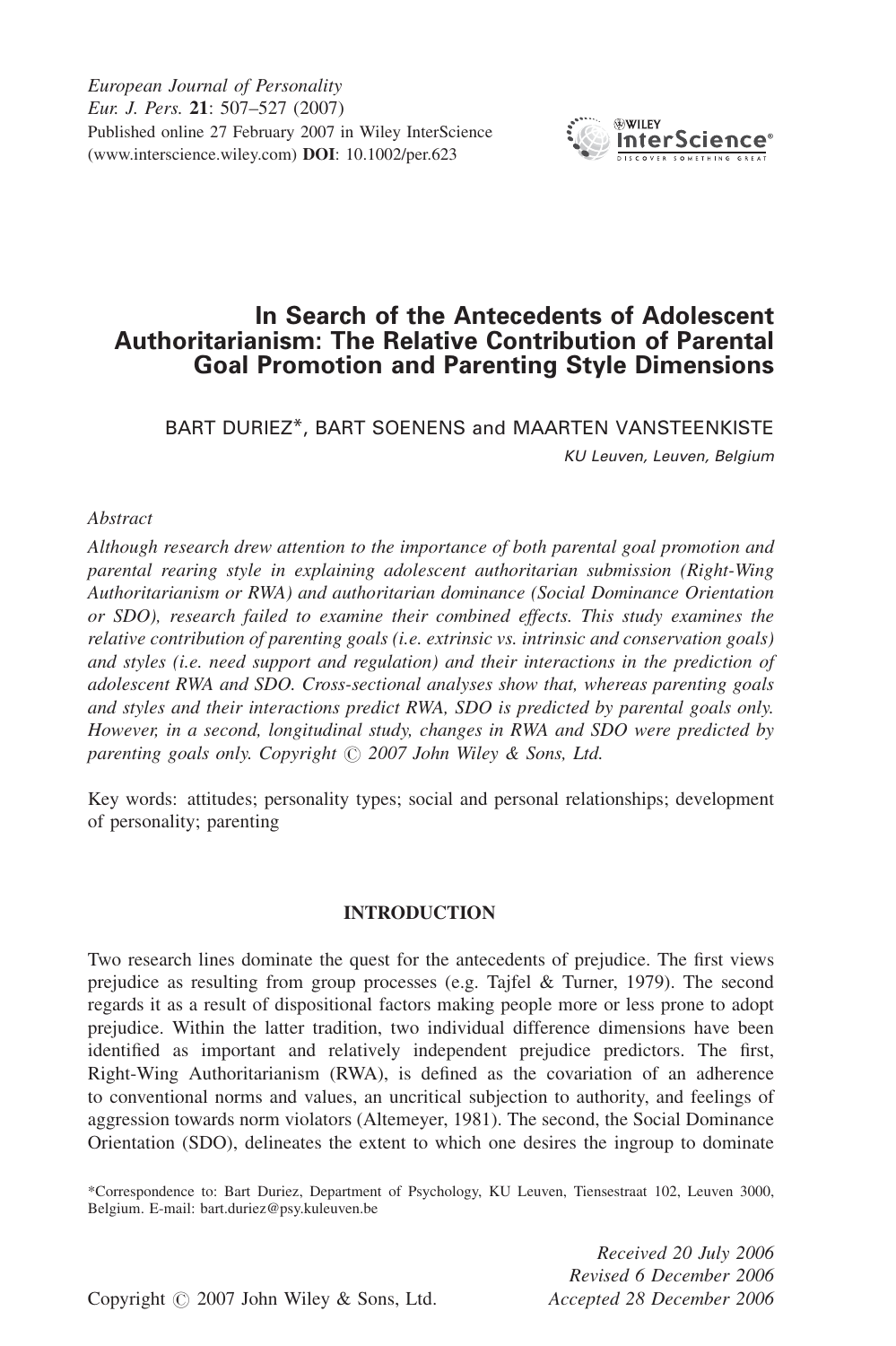# In Search of the Antecedents of Adolescent Authoritarianism: The Relative Contribution of Parental Goal Promotion and Parenting Style Dimensions

BART DURIEZ*, BART SOENENS and MAARTEN VANSTEENKISTE

*KU Leuven, Leuven, Belgium*

*Abstract*

*Although research drew attention to the importance of both parental goal promotion and parental rearing style in explaining adolescent authoritarian submission (Right-Wing Authoritarianism or RWA) and authoritarian dominance (Social Dominance Orientation or SDO), research failed to examine their combined effects. This study examines the relative contribution of parenting goals (i.e. extrinsic vs. intrinsic and conservation goals) and styles (i.e. need support and regulation) and their interactions in the prediction of adolescent RWA and SDO. Cross-sectional analyses show that, whereas parenting goals and styles and their interactions predict RWA, SDO is predicted by parental goals only. However, in a second, longitudinal study, changes in RWA and SDO were predicted by parenting goals only. Copyright © 2007 John Wiley & Sons, Ltd.*

Key words: attitudes; personality types; social and personal relationships; development of personality; parenting

## INTRODUCTION

Two research lines dominate the quest for the antecedents of prejudice. The first views prejudice as resulting from group processes (e.g. Tajfel & Turner, 1979). The second regards it as a result of dispositional factors making people more or less prone to adopt prejudice. Within the latter tradition, two individual difference dimensions have been identified as important and relatively independent prejudice predictors. The first, Right-Wing Authoritarianism (RWA), is defined as the covariation of an adherence to conventional norms and values, an uncritical subjection to authority, and feelings of aggression towards norm violators (Altemeyer, 1981). The second, the Social Dominance Orientation (SDO), delineates the extent to which one desires the ingroup to dominate

*Correspondence to: Bart Duriez, Department of Psychology, KU Leuven, Tiensestraat 102, Leuven 3000, Belgium. E-mail: bart.duriez@psy.kuleuven.be

*Received 20 July 2006*
*Revised 6 December 2006*
*Accepted 28 December 2006*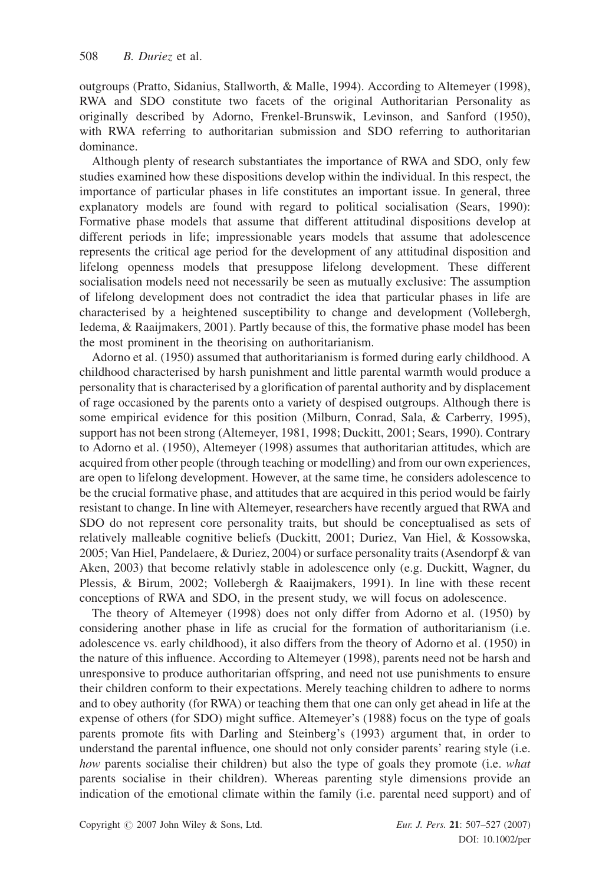outgroups (Pratto, Sidanius, Stallworth, & Malle, 1994). According to Altemeyer (1998), RWA and SDO constitute two facets of the original Authoritarian Personality as originally described by Adorno, Frenkel-Brunswik, Levinson, and Sanford (1950), with RWA referring to authoritarian submission and SDO referring to authoritarian dominance.

Although plenty of research substantiates the importance of RWA and SDO, only few studies examined how these dispositions develop within the individual. In this respect, the importance of particular phases in life constitutes an important issue. In general, three explanatory models are found with regard to political socialisation (Sears, 1990): Formative phase models that assume that different attitudinal dispositions develop at different periods in life; impressionable years models that assume that adolescence represents the critical age period for the development of any attitudinal disposition and lifelong openness models that presuppose lifelong development. These different socialisation models need not necessarily be seen as mutually exclusive: The assumption of lifelong development does not contradict the idea that particular phases in life are characterised by a heightened susceptibility to change and development (Vollebergh, Iedema, & Raaijmakers, 2001). Partly because of this, the formative phase model has been the most prominent in the theorising on authoritarianism.

Adorno et al. (1950) assumed that authoritarianism is formed during early childhood. A childhood characterised by harsh punishment and little parental warmth would produce a personality that is characterised by a glorification of parental authority and by displacement of rage occasioned by the parents onto a variety of despised outgroups. Although there is some empirical evidence for this position (Milburn, Conrad, Sala, & Carberry, 1995), support has not been strong (Altemeyer, 1981, 1998; Duckitt, 2001; Sears, 1990). Contrary to Adorno et al. (1950), Altemeyer (1998) assumes that authoritarian attitudes, which are acquired from other people (through teaching or modelling) and from our own experiences, are open to lifelong development. However, at the same time, he considers adolescence to be the crucial formative phase, and attitudes that are acquired in this period would be fairly resistant to change. In line with Altemeyer, researchers have recently argued that RWA and SDO do not represent core personality traits, but should be conceptualised as sets of relatively malleable cognitive beliefs (Duckitt, 2001; Duriez, Van Hiel, & Kossowska, 2005; Van Hiel, Pandelaere, & Duriez, 2004) or surface personality traits (Asendorpf & van Aken, 2003) that become relativly stable in adolescence only (e.g. Duckitt, Wagner, du Plessis, & Birum, 2002; Vollebergh & Raaijmakers, 1991). In line with these recent conceptions of RWA and SDO, in the present study, we will focus on adolescence.

The theory of Altemeyer (1998) does not only differ from Adorno et al. (1950) by considering another phase in life as crucial for the formation of authoritarianism (i.e. adolescence vs. early childhood), it also differs from the theory of Adorno et al. (1950) in the nature of this influence. According to Altemeyer (1998), parents need not be harsh and unresponsive to produce authoritarian offspring, and need not use punishments to ensure their children conform to their expectations. Merely teaching children to adhere to norms and to obey authority (for RWA) or teaching them that one can only get ahead in life at the expense of others (for SDO) might suffice. Altemeyer's (1988) focus on the type of goals parents promote fits with Darling and Steinberg's (1993) argument that, in order to understand the parental influence, one should not only consider parents' rearing style (i.e. *how* parents socialise their children) but also the type of goals they promote (i.e. *what* parents socialise in their children). Whereas parenting style dimensions provide an indication of the emotional climate within the family (i.e. parental need support) and of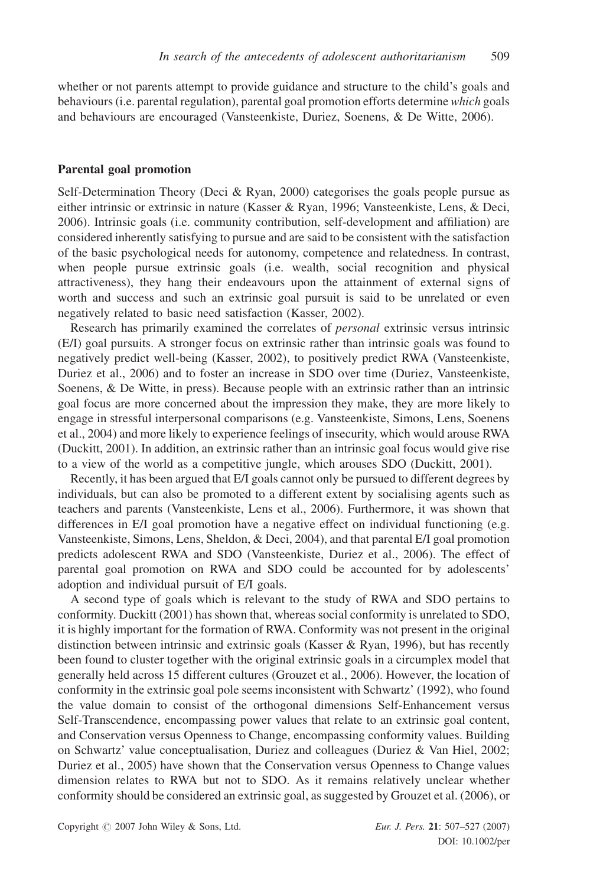whether or not parents attempt to provide guidance and structure to the child's goals and behaviours (i.e. parental regulation), parental goal promotion efforts determine *which* goals and behaviours are encouraged (Vansteenkiste, Duriez, Soenens, & De Witte, 2006).

## Parental goal promotion

Self-Determination Theory (Deci & Ryan, 2000) categorises the goals people pursue as either intrinsic or extrinsic in nature (Kasser & Ryan, 1996; Vansteenkiste, Lens, & Deci, 2006). Intrinsic goals (i.e. community contribution, self-development and affiliation) are considered inherently satisfying to pursue and are said to be consistent with the satisfaction of the basic psychological needs for autonomy, competence and relatedness. In contrast, when people pursue extrinsic goals (i.e. wealth, social recognition and physical attractiveness), they hang their endeavours upon the attainment of external signs of worth and success and such an extrinsic goal pursuit is said to be unrelated or even negatively related to basic need satisfaction (Kasser, 2002).

Research has primarily examined the correlates of *personal* extrinsic versus intrinsic (E/I) goal pursuits. A stronger focus on extrinsic rather than intrinsic goals was found to negatively predict well-being (Kasser, 2002), to positively predict RWA (Vansteenkiste, Duriez et al., 2006) and to foster an increase in SDO over time (Duriez, Vansteenkiste, Soenens, & De Witte, in press). Because people with an extrinsic rather than an intrinsic goal focus are more concerned about the impression they make, they are more likely to engage in stressful interpersonal comparisons (e.g. Vansteenkiste, Simons, Lens, Soenens et al., 2004) and more likely to experience feelings of insecurity, which would arouse RWA (Duckitt, 2001). In addition, an extrinsic rather than an intrinsic goal focus would give rise to a view of the world as a competitive jungle, which arouses SDO (Duckitt, 2001).

Recently, it has been argued that E/I goals cannot only be pursued to different degrees by individuals, but can also be promoted to a different extent by socialising agents such as teachers and parents (Vansteenkiste, Lens et al., 2006). Furthermore, it was shown that differences in E/I goal promotion have a negative effect on individual functioning (e.g. Vansteenkiste, Simons, Lens, Sheldon, & Deci, 2004), and that parental E/I goal promotion predicts adolescent RWA and SDO (Vansteenkiste, Duriez et al., 2006). The effect of parental goal promotion on RWA and SDO could be accounted for by adolescents' adoption and individual pursuit of E/I goals.

A second type of goals which is relevant to the study of RWA and SDO pertains to conformity. Duckitt (2001) has shown that, whereas social conformity is unrelated to SDO, it is highly important for the formation of RWA. Conformity was not present in the original distinction between intrinsic and extrinsic goals (Kasser & Ryan, 1996), but has recently been found to cluster together with the original extrinsic goals in a circumplex model that generally held across 15 different cultures (Grouzet et al., 2006). However, the location of conformity in the extrinsic goal pole seems inconsistent with Schwartz' (1992), who found the value domain to consist of the orthogonal dimensions Self-Enhancement versus Self-Transcendence, encompassing power values that relate to an extrinsic goal content, and Conservation versus Openness to Change, encompassing conformity values. Building on Schwartz' value conceptualisation, Duriez and colleagues (Duriez & Van Hiel, 2002; Duriez et al., 2005) have shown that the Conservation versus Openness to Change values dimension relates to RWA but not to SDO. As it remains relatively unclear whether conformity should be considered an extrinsic goal, as suggested by Grouzet et al. (2006), or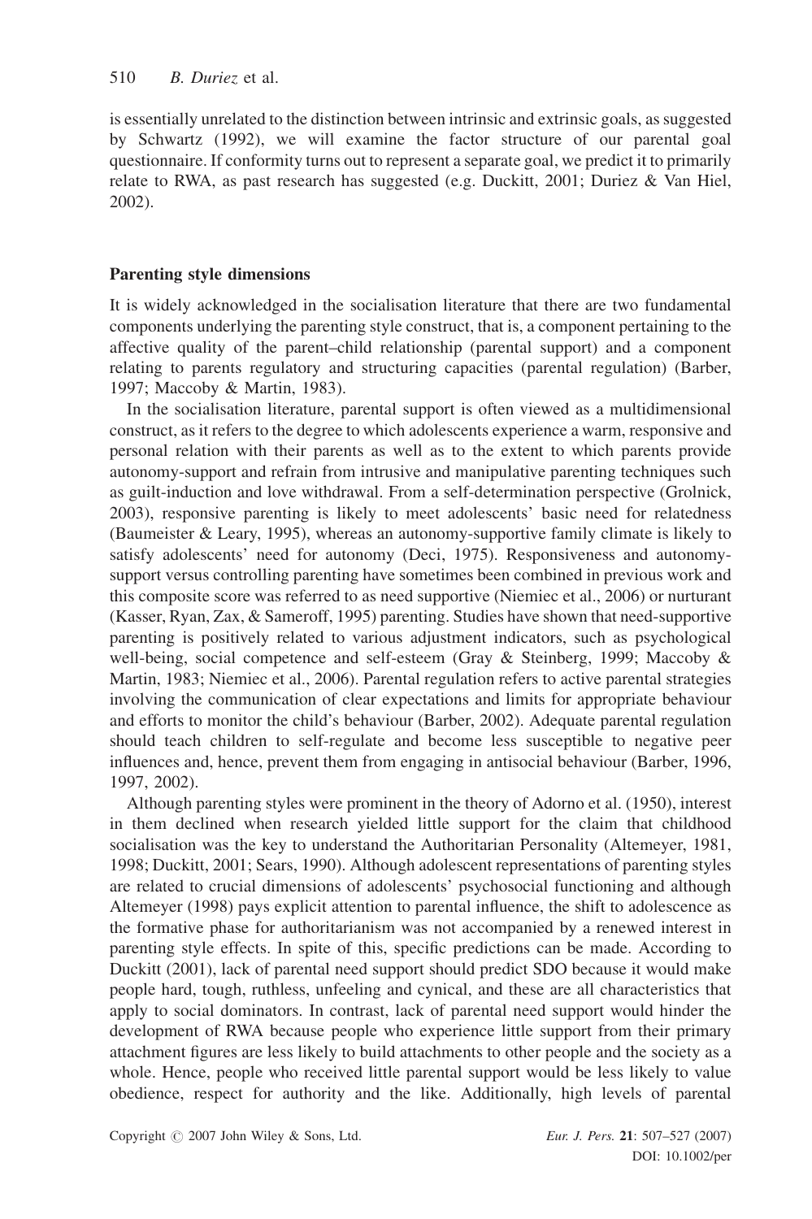is essentially unrelated to the distinction between intrinsic and extrinsic goals, as suggested by Schwartz (1992), we will examine the factor structure of our parental goal questionnaire. If conformity turns out to represent a separate goal, we predict it to primarily relate to RWA, as past research has suggested (e.g. Duckitt, 2001; Duriez & Van Hiel, 2002).

### Parenting style dimensions

It is widely acknowledged in the socialisation literature that there are two fundamental components underlying the parenting style construct, that is, a component pertaining to the affective quality of the parent–child relationship (parental support) and a component relating to parents regulatory and structuring capacities (parental regulation) (Barber, 1997; Maccoby & Martin, 1983).

In the socialisation literature, parental support is often viewed as a multidimensional construct, as it refers to the degree to which adolescents experience a warm, responsive and personal relation with their parents as well as to the extent to which parents provide autonomy-support and refrain from intrusive and manipulative parenting techniques such as guilt-induction and love withdrawal. From a self-determination perspective (Grolnick, 2003), responsive parenting is likely to meet adolescents' basic need for relatedness (Baumeister & Leary, 1995), whereas an autonomy-supportive family climate is likely to satisfy adolescents' need for autonomy (Deci, 1975). Responsiveness and autonomy-support versus controlling parenting have sometimes been combined in previous work and this composite score was referred to as need supportive (Niemiec et al., 2006) or nurturant (Kasser, Ryan, Zax, & Sameroff, 1995) parenting. Studies have shown that need-supportive parenting is positively related to various adjustment indicators, such as psychological well-being, social competence and self-esteem (Gray & Steinberg, 1999; Maccoby & Martin, 1983; Niemiec et al., 2006). Parental regulation refers to active parental strategies involving the communication of clear expectations and limits for appropriate behaviour and efforts to monitor the child's behaviour (Barber, 2002). Adequate parental regulation should teach children to self-regulate and become less susceptible to negative peer influences and, hence, prevent them from engaging in antisocial behaviour (Barber, 1996, 1997, 2002).

Although parenting styles were prominent in the theory of Adorno et al. (1950), interest in them declined when research yielded little support for the claim that childhood socialisation was the key to understand the Authoritarian Personality (Altemeyer, 1981, 1998; Duckitt, 2001; Sears, 1990). Although adolescent representations of parenting styles are related to crucial dimensions of adolescents' psychosocial functioning and although Altemeyer (1998) pays explicit attention to parental influence, the shift to adolescence as the formative phase for authoritarianism was not accompanied by a renewed interest in parenting style effects. In spite of this, specific predictions can be made. According to Duckitt (2001), lack of parental need support should predict SDO because it would make people hard, tough, ruthless, unfeeling and cynical, and these are all characteristics that apply to social dominators. In contrast, lack of parental need support would hinder the development of RWA because people who experience little support from their primary attachment figures are less likely to build attachments to other people and the society as a whole. Hence, people who received little parental support would be less likely to value obedience, respect for authority and the like. Additionally, high levels of parental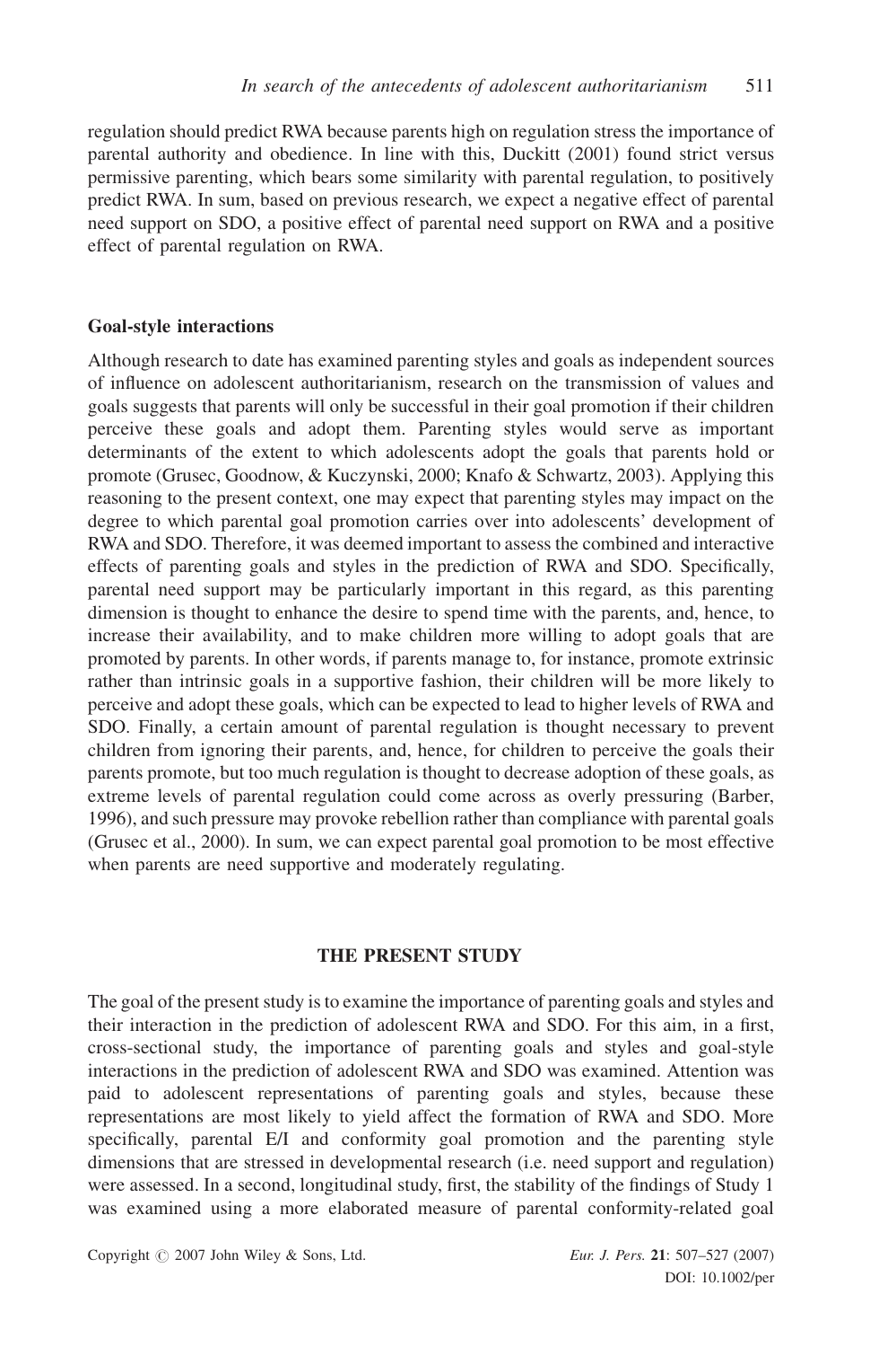regulation should predict RWA because parents high on regulation stress the importance of parental authority and obedience. In line with this, Duckitt (2001) found strict versus permissive parenting, which bears some similarity with parental regulation, to positively predict RWA. In sum, based on previous research, we expect a negative effect of parental need support on SDO, a positive effect of parental need support on RWA and a positive effect of parental regulation on RWA.

### Goal-style interactions

Although research to date has examined parenting styles and goals as independent sources of influence on adolescent authoritarianism, research on the transmission of values and goals suggests that parents will only be successful in their goal promotion if their children perceive these goals and adopt them. Parenting styles would serve as important determinants of the extent to which adolescents adopt the goals that parents hold or promote (Grusec, Goodnow, & Kuczynski, 2000; Knafo & Schwartz, 2003). Applying this reasoning to the present context, one may expect that parenting styles may impact on the degree to which parental goal promotion carries over into adolescents' development of RWA and SDO. Therefore, it was deemed important to assess the combined and interactive effects of parenting goals and styles in the prediction of RWA and SDO. Specifically, parental need support may be particularly important in this regard, as this parenting dimension is thought to enhance the desire to spend time with the parents, and, hence, to increase their availability, and to make children more willing to adopt goals that are promoted by parents. In other words, if parents manage to, for instance, promote extrinsic rather than intrinsic goals in a supportive fashion, their children will be more likely to perceive and adopt these goals, which can be expected to lead to higher levels of RWA and SDO. Finally, a certain amount of parental regulation is thought necessary to prevent children from ignoring their parents, and, hence, for children to perceive the goals their parents promote, but too much regulation is thought to decrease adoption of these goals, as extreme levels of parental regulation could come across as overly pressuring (Barber, 1996), and such pressure may provoke rebellion rather than compliance with parental goals (Grusec et al., 2000). In sum, we can expect parental goal promotion to be most effective when parents are need supportive and moderately regulating.

## THE PRESENT STUDY

The goal of the present study is to examine the importance of parenting goals and styles and their interaction in the prediction of adolescent RWA and SDO. For this aim, in a first, cross-sectional study, the importance of parenting goals and styles and goal-style interactions in the prediction of adolescent RWA and SDO was examined. Attention was paid to adolescent representations of parenting goals and styles, because these representations are most likely to yield affect the formation of RWA and SDO. More specifically, parental E/I and conformity goal promotion and the parenting style dimensions that are stressed in developmental research (i.e. need support and regulation) were assessed. In a second, longitudinal study, first, the stability of the findings of Study 1 was examined using a more elaborated measure of parental conformity-related goal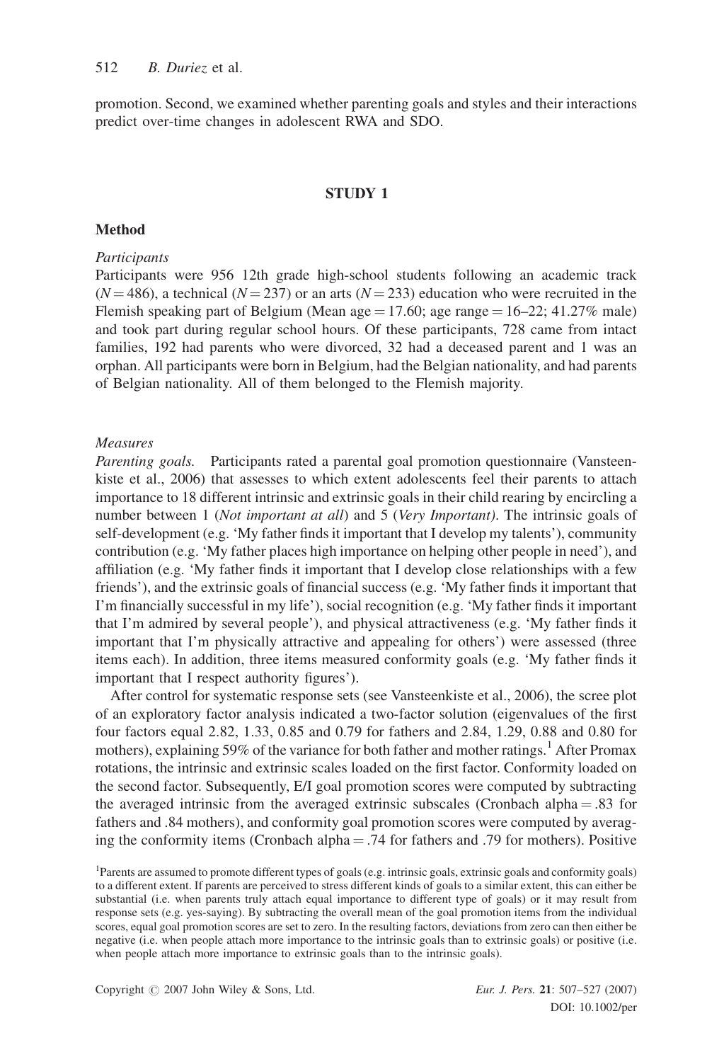promotion. Second, we examined whether parenting goals and styles and their interactions predict over-time changes in adolescent RWA and SDO.

## STUDY 1

### Method

*Participants*

Participants were 956 12th grade high-school students following an academic track ($N = 486$), a technical ($N = 237$) or an arts ($N = 233$) education who were recruited in the Flemish speaking part of Belgium (Mean age = 17.60; age range = 16–22; 41.27% male) and took part during regular school hours. Of these participants, 728 came from intact families, 192 had parents who were divorced, 32 had a deceased parent and 1 was an orphan. All participants were born in Belgium, had the Belgian nationality, and had parents of Belgian nationality. All of them belonged to the Flemish majority.

*Measures*

*Parenting goals.* Participants rated a parental goal promotion questionnaire (Vansteenkiste et al., 2006) that assesses to which extent adolescents feel their parents to attach importance to 18 different intrinsic and extrinsic goals in their child rearing by encircling a number between 1 (*Not important at all*) and 5 (*Very Important)*. The intrinsic goals of self-development (e.g. 'My father finds it important that I develop my talents'), community contribution (e.g. 'My father places high importance on helping other people in need'), and affiliation (e.g. 'My father finds it important that I develop close relationships with a few friends'), and the extrinsic goals of financial success (e.g. 'My father finds it important that I'm financially successful in my life'), social recognition (e.g. 'My father finds it important that I'm admired by several people'), and physical attractiveness (e.g. 'My father finds it important that I'm physically attractive and appealing for others') were assessed (three items each). In addition, three items measured conformity goals (e.g. 'My father finds it important that I respect authority figures').

After control for systematic response sets (see Vansteenkiste et al., 2006), the scree plot of an exploratory factor analysis indicated a two-factor solution (eigenvalues of the first four factors equal 2.82, 1.33, 0.85 and 0.79 for fathers and 2.84, 1.29, 0.88 and 0.80 for mothers), explaining 59% of the variance for both father and mother ratings.[1] After Promax rotations, the intrinsic and extrinsic scales loaded on the first factor. Conformity loaded on the second factor. Subsequently, E/I goal promotion scores were computed by subtracting the averaged intrinsic from the averaged extrinsic subscales (Cronbach alpha = .83 for fathers and .84 mothers), and conformity goal promotion scores were computed by averaging the conformity items (Cronbach alpha = .74 for fathers and .79 for mothers). Positive

[1]Parents are assumed to promote different types of goals (e.g. intrinsic goals, extrinsic goals and conformity goals) to a different extent. If parents are perceived to stress different kinds of goals to a similar extent, this can either be substantial (i.e. when parents truly attach equal importance to different type of goals) or it may result from response sets (e.g. yes-saying). By subtracting the overall mean of the goal promotion items from the individual scores, equal goal promotion scores are set to zero. In the resulting factors, deviations from zero can then either be negative (i.e. when people attach more importance to the intrinsic goals than to extrinsic goals) or positive (i.e. when people attach more importance to extrinsic goals than to the intrinsic goals).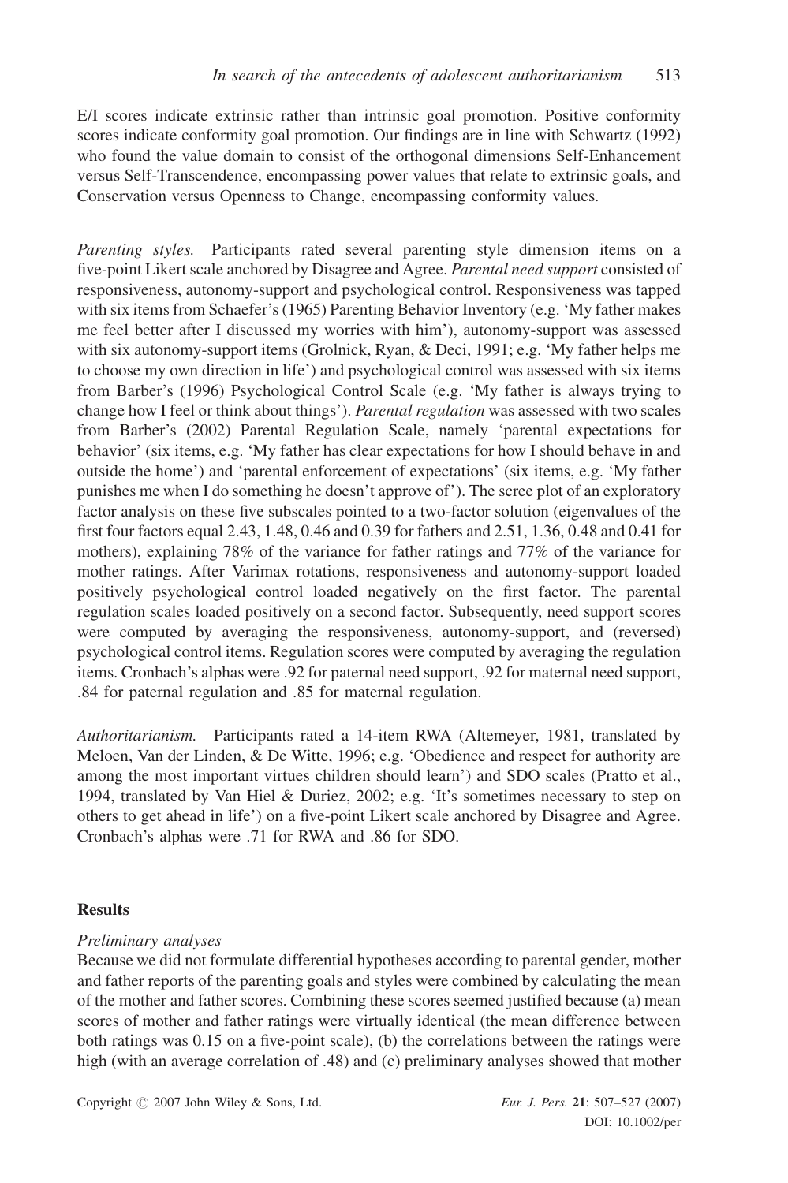E/I scores indicate extrinsic rather than intrinsic goal promotion. Positive conformity scores indicate conformity goal promotion. Our findings are in line with Schwartz (1992) who found the value domain to consist of the orthogonal dimensions Self-Enhancement versus Self-Transcendence, encompassing power values that relate to extrinsic goals, and Conservation versus Openness to Change, encompassing conformity values.

*Parenting styles.* Participants rated several parenting style dimension items on a five-point Likert scale anchored by Disagree and Agree. *Parental need support* consisted of responsiveness, autonomy-support and psychological control. Responsiveness was tapped with six items from Schaefer's (1965) Parenting Behavior Inventory (e.g. 'My father makes me feel better after I discussed my worries with him'), autonomy-support was assessed with six autonomy-support items (Grolnick, Ryan, & Deci, 1991; e.g. 'My father helps me to choose my own direction in life') and psychological control was assessed with six items from Barber's (1996) Psychological Control Scale (e.g. 'My father is always trying to change how I feel or think about things'). *Parental regulation* was assessed with two scales from Barber's (2002) Parental Regulation Scale, namely 'parental expectations for behavior' (six items, e.g. 'My father has clear expectations for how I should behave in and outside the home') and 'parental enforcement of expectations' (six items, e.g. 'My father punishes me when I do something he doesn't approve of'). The scree plot of an exploratory factor analysis on these five subscales pointed to a two-factor solution (eigenvalues of the first four factors equal 2.43, 1.48, 0.46 and 0.39 for fathers and 2.51, 1.36, 0.48 and 0.41 for mothers), explaining 78% of the variance for father ratings and 77% of the variance for mother ratings. After Varimax rotations, responsiveness and autonomy-support loaded positively psychological control loaded negatively on the first factor. The parental regulation scales loaded positively on a second factor. Subsequently, need support scores were computed by averaging the responsiveness, autonomy-support, and (reversed) psychological control items. Regulation scores were computed by averaging the regulation items. Cronbach's alphas were .92 for paternal need support, .92 for maternal need support, .84 for paternal regulation and .85 for maternal regulation.

*Authoritarianism.* Participants rated a 14-item RWA (Altemeyer, 1981, translated by Meloen, Van der Linden, & De Witte, 1996; e.g. 'Obedience and respect for authority are among the most important virtues children should learn') and SDO scales (Pratto et al., 1994, translated by Van Hiel & Duriez, 2002; e.g. 'It's sometimes necessary to step on others to get ahead in life') on a five-point Likert scale anchored by Disagree and Agree. Cronbach's alphas were .71 for RWA and .86 for SDO.

## Results

### *Preliminary analyses*

Because we did not formulate differential hypotheses according to parental gender, mother and father reports of the parenting goals and styles were combined by calculating the mean of the mother and father scores. Combining these scores seemed justified because (a) mean scores of mother and father ratings were virtually identical (the mean difference between both ratings was 0.15 on a five-point scale), (b) the correlations between the ratings were high (with an average correlation of .48) and (c) preliminary analyses showed that mother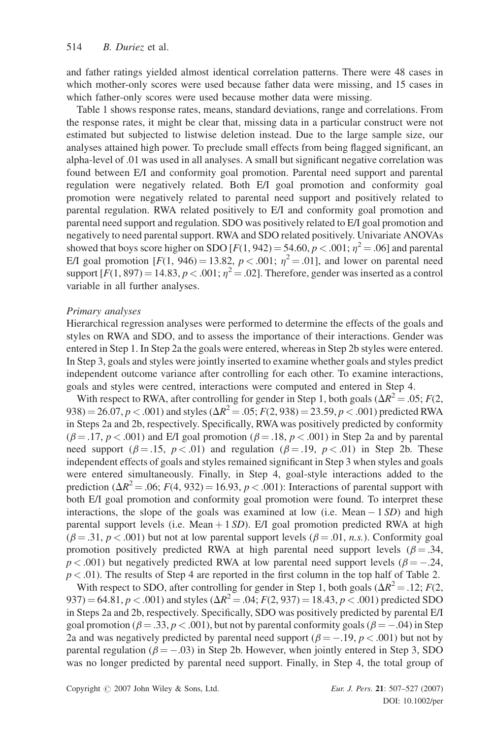and father ratings yielded almost identical correlation patterns. There were 48 cases in which mother-only scores were used because father data were missing, and 15 cases in which father-only scores were used because mother data were missing.

Table 1 shows response rates, means, standard deviations, range and correlations. From the response rates, it might be clear that, missing data in a particular construct were not estimated but subjected to listwise deletion instead. Due to the large sample size, our analyses attained high power. To preclude small effects from being flagged significant, an alpha-level of .01 was used in all analyses. A small but significant negative correlation was found between E/I and conformity goal promotion. Parental need support and parental regulation were negatively related. Both E/I goal promotion and conformity goal promotion were negatively related to parental need support and positively related to parental regulation. RWA related positively to E/I and conformity goal promotion and parental need support and regulation. SDO was positively related to E/I goal promotion and negatively to need parental support. RWA and SDO related positively. Univariate ANOVAs showed that boys score higher on SDO [$F(1, 942) = 54.60$, $p < .001$; $\eta^2 = .06$] and parental E/I goal promotion [$F(1, 946) = 13.82$, $p < .001$; $\eta^2 = .01$], and lower on parental need support [$F(1, 897) = 14.83$, $p < .001$; $\eta^2 = .02$]. Therefore, gender was inserted as a control variable in all further analyses.

*Primary analyses*

Hierarchical regression analyses were performed to determine the effects of the goals and styles on RWA and SDO, and to assess the importance of their interactions. Gender was entered in Step 1. In Step 2a the goals were entered, whereas in Step 2b styles were entered. In Step 3, goals and styles were jointly inserted to examine whether goals and styles predict independent outcome variance after controlling for each other. To examine interactions, goals and styles were centred, interactions were computed and entered in Step 4.

With respect to RWA, after controlling for gender in Step 1, both goals ($\Delta R^2 = .05$; $F(2, 938) = 26.07$, $p < .001$) and styles ($\Delta R^2 = .05$; $F(2, 938) = 23.59$, $p < .001$) predicted RWA in Steps 2a and 2b, respectively. Specifically, RWA was positively predicted by conformity ($\beta = .17$, $p < .001$) and E/I goal promotion ($\beta = .18$, $p < .001$) in Step 2a and by parental need support ($\beta = .15$, $p < .01$) and regulation ($\beta = .19$, $p < .01$) in Step 2b. These independent effects of goals and styles remained significant in Step 3 when styles and goals were entered simultaneously. Finally, in Step 4, goal-style interactions added to the prediction ($\Delta R^2 = .06$; $F(4, 932) = 16.93$, $p < .001$): Interactions of parental support with both E/I goal promotion and conformity goal promotion were found. To interpret these interactions, the slope of the goals was examined at low (i.e. Mean − 1 *SD*) and high parental support levels (i.e. Mean + 1 *SD*). E/I goal promotion predicted RWA at high ($\beta = .31$, $p < .001$) but not at low parental support levels ($\beta = .01$, *n.s.*). Conformity goal promotion positively predicted RWA at high parental need support levels ($\beta = .34$, $p < .001$) but negatively predicted RWA at low parental need support levels ($\beta = -.24$, $p < .01$). The results of Step 4 are reported in the first column in the top half of Table 2.

With respect to SDO, after controlling for gender in Step 1, both goals ($\Delta R^2 = .12$; $F(2, 937) = 64.81$, $p < .001$) and styles ($\Delta R^2 = .04$; $F(2, 937) = 18.43$, $p < .001$) predicted SDO in Steps 2a and 2b, respectively. Specifically, SDO was positively predicted by parental E/I goal promotion ($\beta = .33$, $p < .001$), but not by parental conformity goals ($\beta = -.04$) in Step 2a and was negatively predicted by parental need support ($\beta = -.19$, $p < .001$) but not by parental regulation ($\beta = -.03$) in Step 2b. However, when jointly entered in Step 3, SDO was no longer predicted by parental need support. Finally, in Step 4, the total group of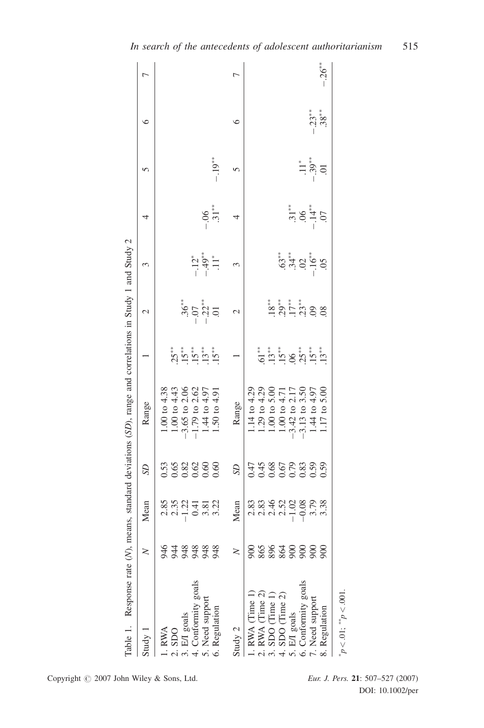Table 1. Response rate ($N$), means, standard deviations ($SD$), range and correlations in Study 1 and Study 2

| Study 1 | $N$ | Mean | $SD$ | Range | 1 | 2 | 3 | 4 | 5 | 6 | 7 |
|---|---|---|---|---|---|---|---|---|---|---|---|
| 1. RWA | 946 | 2.85 | 0.53 | 1.00 to 4.38 | | | | | | | |
| 2. SDO | 944 | 2.35 | 0.65 | 1.00 to 4.43 | .25** | | | | | | |
| 3. E/I goals | 948 | −1.22 | 0.82 | −3.65 to 2.06 | .15** | .36** | | | | | |
| 4. Conformity goals | 948 | 0.41 | 0.62 | −1.79 to 2.62 | .15** | −.07 | −.12* | | | | |
| 5. Need support | 948 | 3.81 | 0.60 | 1.44 to 4.97 | .13** | −.22** | −.49** | −.06 | | | |
| 6. Regulation | 948 | 3.22 | 0.60 | 1.50 to 4.91 | .15** | .01 | .11* | .31** | −.19** | | |
| **Study 2** | $N$ | Mean | $SD$ | Range | 1 | 2 | 3 | 4 | 5 | 6 | 7 |
| 1. RWA (Time 1) | 900 | 2.83 | 0.47 | 1.14 to 4.29 | | | | | | | |
| 2. RWA (Time 2) | 865 | 2.83 | 0.45 | 1.29 to 4.29 | .61** | | | | | | |
| 3. SDO (Time 1) | 896 | 2.46 | 0.68 | 1.00 to 5.00 | .13** | .18** | | | | | |
| 4. SDO (Time 2) | 864 | 2.52 | 0.67 | 1.00 to 4.71 | .15** | .29** | .63** | | | | |
| 5. E/I goals | 900 | −1.02 | 0.79 | −3.42 to 2.17 | .06 | .17** | .34** | .31** | | | |
| 6. Conformity goals | 900 | −0.08 | 0.83 | −3.13 to 3.50 | .25** | .23** | .02 | .06 | .11* | | |
| 7. Need support | 900 | 3.79 | 0.59 | 1.44 to 4.97 | .15** | .09 | −.16** | −.14** | −.39** | −.23** | |
| 8. Regulation | 900 | 3.38 | 0.59 | 1.17 to 5.00 | .13** | .08 | .05 | .07 | .01 | .38** | −.26** |

*$p < .01$; **$p < .001$.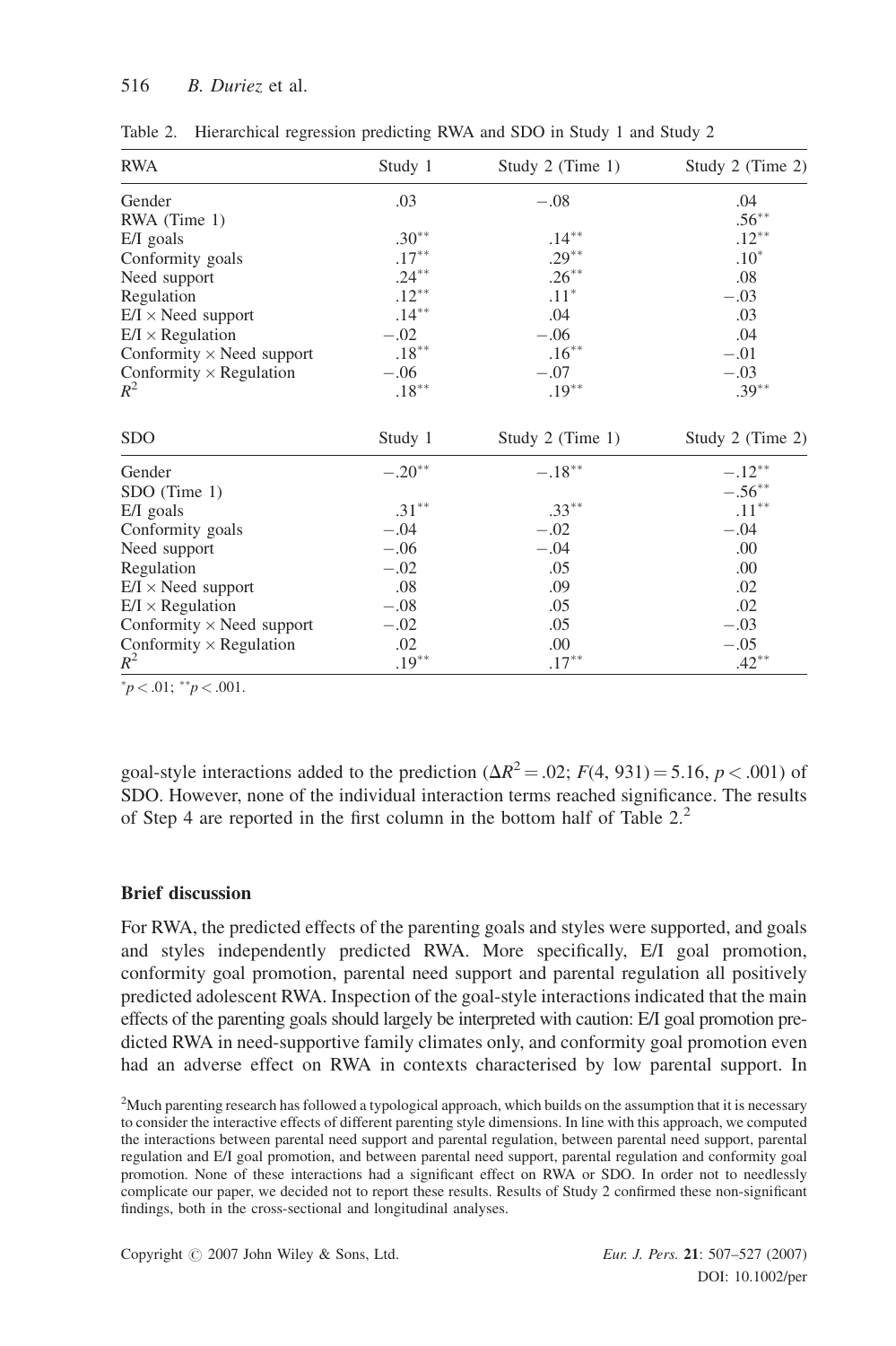Table 2. Hierarchical regression predicting RWA and SDO in Study 1 and Study 2

| RWA | Study 1 | Study 2 (Time 1) | Study 2 (Time 2) |
|---|---|---|---|
| Gender | .03 | −.08 | .04 |
| RWA (Time 1) | | | .56** |
| E/I goals | .30** | .14** | .12** |
| Conformity goals | .17** | .29** | .10* |
| Need support | .24** | .26** | .08 |
| Regulation | .12** | .11* | −.03 |
| E/I × Need support | .14** | .04 | .03 |
| E/I × Regulation | −.02 | −.06 | .04 |
| Conformity × Need support | .18** | .16** | −.01 |
| Conformity × Regulation | −.06 | −.07 | −.03 |
| $R^2$ | .18** | .19** | .39** |
| **SDO** | **Study 1** | **Study 2 (Time 1)** | **Study 2 (Time 2)** |
| Gender | −.20** | −.18** | −.12** |
| SDO (Time 1) | | | −.56** |
| E/I goals | .31** | .33** | .11** |
| Conformity goals | −.04 | −.02 | −.04 |
| Need support | −.06 | −.04 | .00 |
| Regulation | −.02 | .05 | .00 |
| E/I × Need support | .08 | .09 | .02 |
| E/I × Regulation | −.08 | .05 | .02 |
| Conformity × Need support | −.02 | .05 | −.03 |
| Conformity × Regulation | .02 | .00 | −.05 |
| $R^2$ | .19** | .17** | .42** |

*$p < .01$; **$p < .001$.

goal-style interactions added to the prediction ($\Delta R^2 = .02$; $F(4, 931) = 5.16$, $p < .001$) of SDO. However, none of the individual interaction terms reached significance. The results of Step 4 are reported in the first column in the bottom half of Table 2.[2]

## Brief discussion

For RWA, the predicted effects of the parenting goals and styles were supported, and goals and styles independently predicted RWA. More specifically, E/I goal promotion, conformity goal promotion, parental need support and parental regulation all positively predicted adolescent RWA. Inspection of the goal-style interactions indicated that the main effects of the parenting goals should largely be interpreted with caution: E/I goal promotion predicted RWA in need-supportive family climates only, and conformity goal promotion even had an adverse effect on RWA in contexts characterised by low parental support. In

[2]Much parenting research has followed a typological approach, which builds on the assumption that it is necessary to consider the interactive effects of different parenting style dimensions. In line with this approach, we computed the interactions between parental need support and parental regulation, between parental need support, parental regulation and E/I goal promotion, and between parental need support, parental regulation and conformity goal promotion. None of these interactions had a significant effect on RWA or SDO. In order not to needlessly complicate our paper, we decided not to report these results. Results of Study 2 confirmed these non-significant findings, both in the cross-sectional and longitudinal analyses.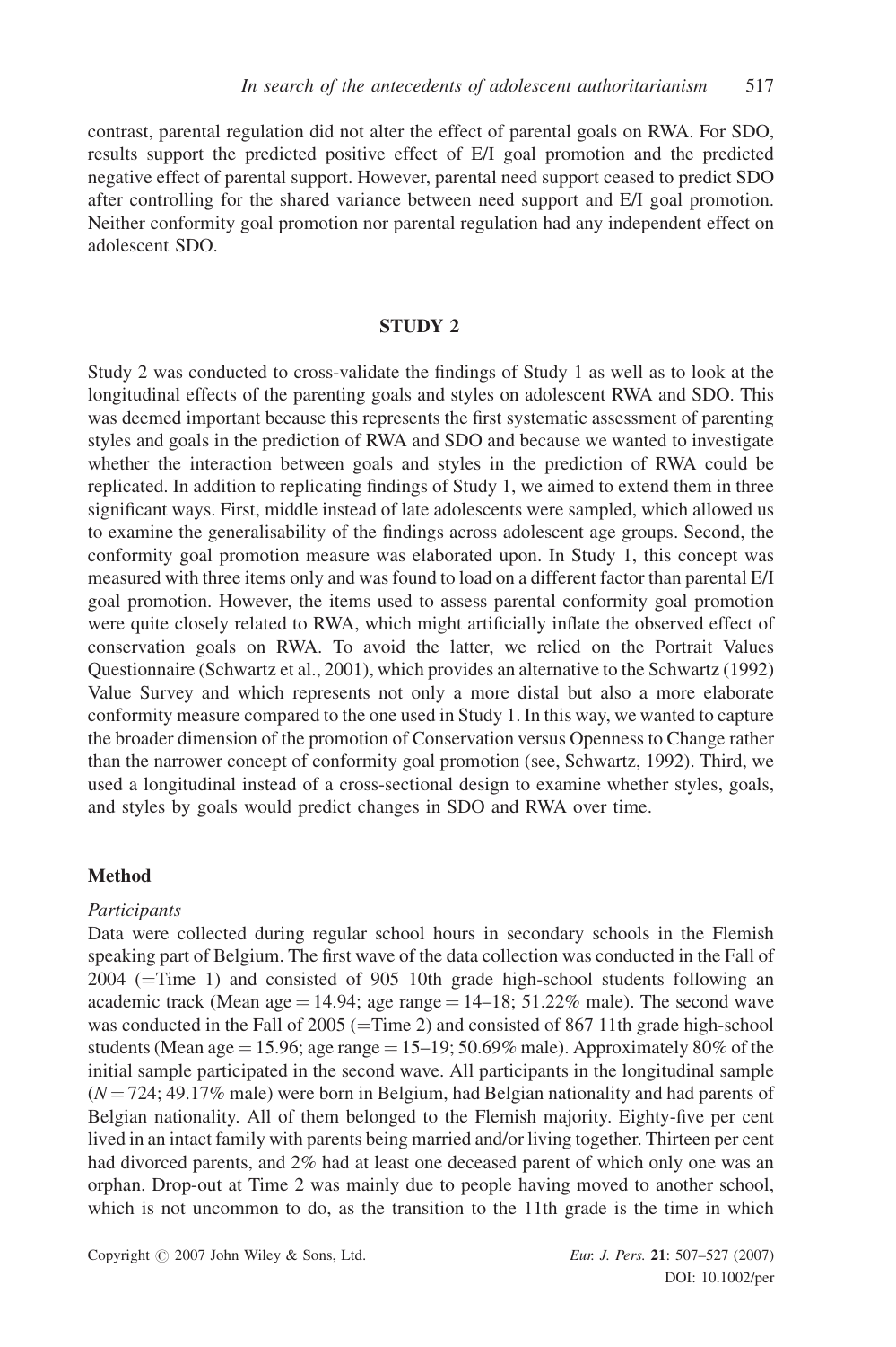contrast, parental regulation did not alter the effect of parental goals on RWA. For SDO, results support the predicted positive effect of E/I goal promotion and the predicted negative effect of parental support. However, parental need support ceased to predict SDO after controlling for the shared variance between need support and E/I goal promotion. Neither conformity goal promotion nor parental regulation had any independent effect on adolescent SDO.

## STUDY 2

Study 2 was conducted to cross-validate the findings of Study 1 as well as to look at the longitudinal effects of the parenting goals and styles on adolescent RWA and SDO. This was deemed important because this represents the first systematic assessment of parenting styles and goals in the prediction of RWA and SDO and because we wanted to investigate whether the interaction between goals and styles in the prediction of RWA could be replicated. In addition to replicating findings of Study 1, we aimed to extend them in three significant ways. First, middle instead of late adolescents were sampled, which allowed us to examine the generalisability of the findings across adolescent age groups. Second, the conformity goal promotion measure was elaborated upon. In Study 1, this concept was measured with three items only and was found to load on a different factor than parental E/I goal promotion. However, the items used to assess parental conformity goal promotion were quite closely related to RWA, which might artificially inflate the observed effect of conservation goals on RWA. To avoid the latter, we relied on the Portrait Values Questionnaire (Schwartz et al., 2001), which provides an alternative to the Schwartz (1992) Value Survey and which represents not only a more distal but also a more elaborate conformity measure compared to the one used in Study 1. In this way, we wanted to capture the broader dimension of the promotion of Conservation versus Openness to Change rather than the narrower concept of conformity goal promotion (see, Schwartz, 1992). Third, we used a longitudinal instead of a cross-sectional design to examine whether styles, goals, and styles by goals would predict changes in SDO and RWA over time.

### Method

#### *Participants*

Data were collected during regular school hours in secondary schools in the Flemish speaking part of Belgium. The first wave of the data collection was conducted in the Fall of 2004 (=Time 1) and consisted of 905 10th grade high-school students following an academic track (Mean age = 14.94; age range = 14–18; 51.22% male). The second wave was conducted in the Fall of 2005 (=Time 2) and consisted of 867 11th grade high-school students (Mean age = 15.96; age range = 15–19; 50.69% male). Approximately 80% of the initial sample participated in the second wave. All participants in the longitudinal sample ($N = 724$; 49.17% male) were born in Belgium, had Belgian nationality and had parents of Belgian nationality. All of them belonged to the Flemish majority. Eighty-five per cent lived in an intact family with parents being married and/or living together. Thirteen per cent had divorced parents, and 2% had at least one deceased parent of which only one was an orphan. Drop-out at Time 2 was mainly due to people having moved to another school, which is not uncommon to do, as the transition to the 11th grade is the time in which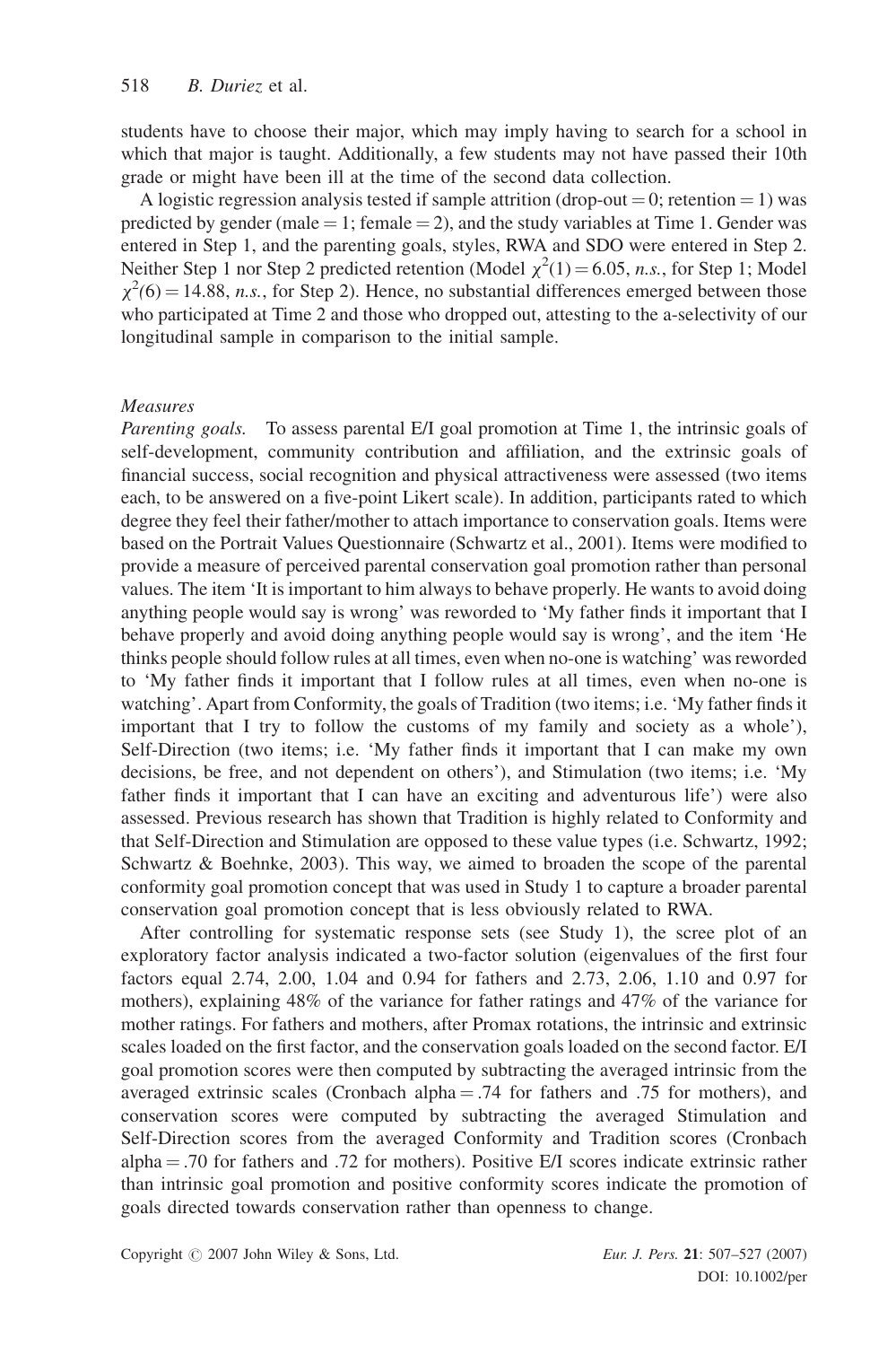students have to choose their major, which may imply having to search for a school in which that major is taught. Additionally, a few students may not have passed their 10th grade or might have been ill at the time of the second data collection.

A logistic regression analysis tested if sample attrition (drop-out = 0; retention = 1) was predicted by gender (male = 1; female = 2), and the study variables at Time 1. Gender was entered in Step 1, and the parenting goals, styles, RWA and SDO were entered in Step 2. Neither Step 1 nor Step 2 predicted retention (Model $\chi^2(1) = 6.05$, *n.s.*, for Step 1; Model $\chi^2(6) = 14.88$, *n.s.*, for Step 2). Hence, no substantial differences emerged between those who participated at Time 2 and those who dropped out, attesting to the a-selectivity of our longitudinal sample in comparison to the initial sample.

### *Measures*

*Parenting goals.* To assess parental E/I goal promotion at Time 1, the intrinsic goals of self-development, community contribution and affiliation, and the extrinsic goals of financial success, social recognition and physical attractiveness were assessed (two items each, to be answered on a five-point Likert scale). In addition, participants rated to which degree they feel their father/mother to attach importance to conservation goals. Items were based on the Portrait Values Questionnaire (Schwartz et al., 2001). Items were modified to provide a measure of perceived parental conservation goal promotion rather than personal values. The item 'It is important to him always to behave properly. He wants to avoid doing anything people would say is wrong' was reworded to 'My father finds it important that I behave properly and avoid doing anything people would say is wrong', and the item 'He thinks people should follow rules at all times, even when no-one is watching' was reworded to 'My father finds it important that I follow rules at all times, even when no-one is watching'. Apart from Conformity, the goals of Tradition (two items; i.e. 'My father finds it important that I try to follow the customs of my family and society as a whole'), Self-Direction (two items; i.e. 'My father finds it important that I can make my own decisions, be free, and not dependent on others'), and Stimulation (two items; i.e. 'My father finds it important that I can have an exciting and adventurous life') were also assessed. Previous research has shown that Tradition is highly related to Conformity and that Self-Direction and Stimulation are opposed to these value types (i.e. Schwartz, 1992; Schwartz & Boehnke, 2003). This way, we aimed to broaden the scope of the parental conformity goal promotion concept that was used in Study 1 to capture a broader parental conservation goal promotion concept that is less obviously related to RWA.

After controlling for systematic response sets (see Study 1), the scree plot of an exploratory factor analysis indicated a two-factor solution (eigenvalues of the first four factors equal 2.74, 2.00, 1.04 and 0.94 for fathers and 2.73, 2.06, 1.10 and 0.97 for mothers), explaining 48% of the variance for father ratings and 47% of the variance for mother ratings. For fathers and mothers, after Promax rotations, the intrinsic and extrinsic scales loaded on the first factor, and the conservation goals loaded on the second factor. E/I goal promotion scores were then computed by subtracting the averaged intrinsic from the averaged extrinsic scales (Cronbach alpha = .74 for fathers and .75 for mothers), and conservation scores were computed by subtracting the averaged Stimulation and Self-Direction scores from the averaged Conformity and Tradition scores (Cronbach alpha = .70 for fathers and .72 for mothers). Positive E/I scores indicate extrinsic rather than intrinsic goal promotion and positive conformity scores indicate the promotion of goals directed towards conservation rather than openness to change.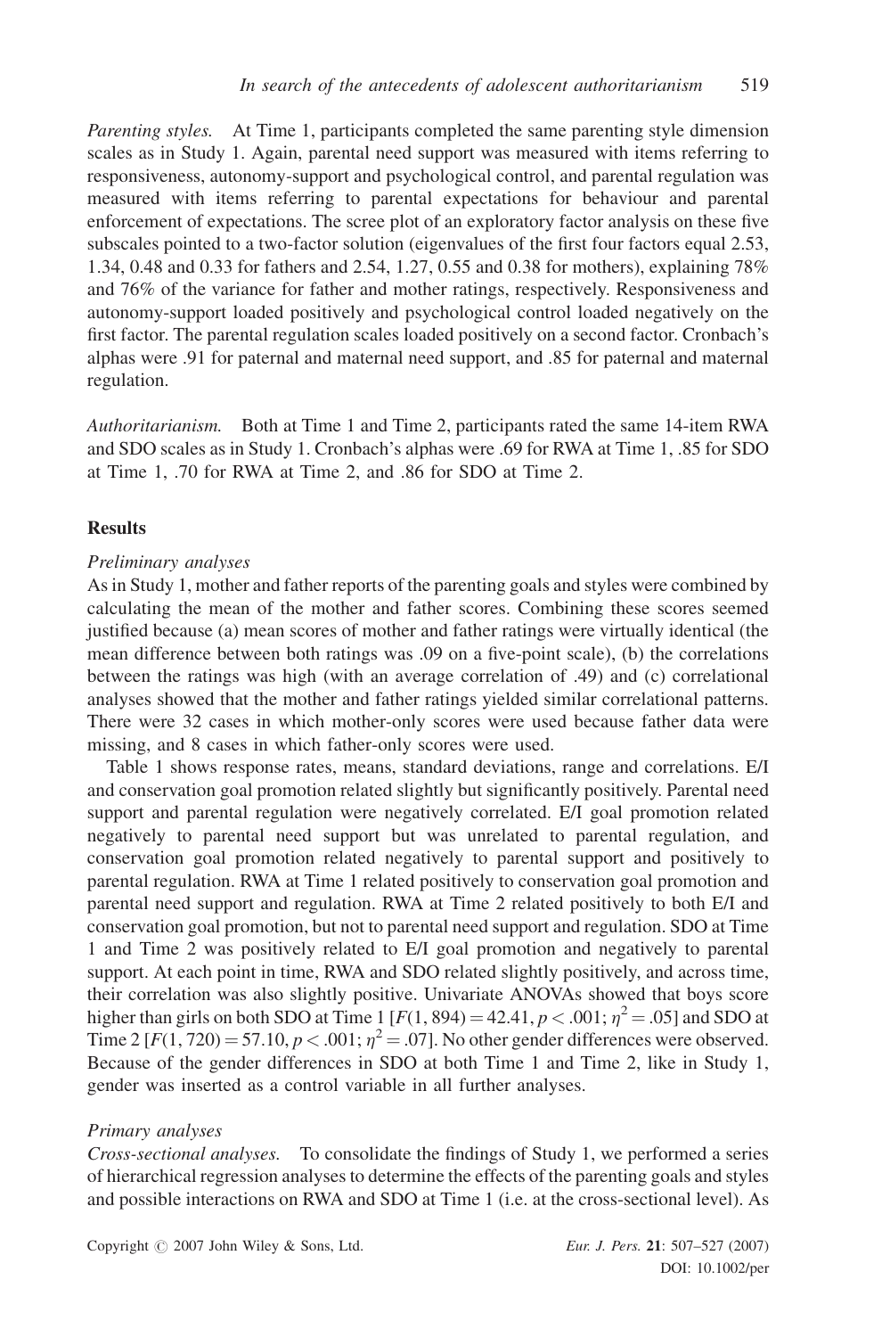*Parenting styles.* At Time 1, participants completed the same parenting style dimension scales as in Study 1. Again, parental need support was measured with items referring to responsiveness, autonomy-support and psychological control, and parental regulation was measured with items referring to parental expectations for behaviour and parental enforcement of expectations. The scree plot of an exploratory factor analysis on these five subscales pointed to a two-factor solution (eigenvalues of the first four factors equal 2.53, 1.34, 0.48 and 0.33 for fathers and 2.54, 1.27, 0.55 and 0.38 for mothers), explaining 78% and 76% of the variance for father and mother ratings, respectively. Responsiveness and autonomy-support loaded positively and psychological control loaded negatively on the first factor. The parental regulation scales loaded positively on a second factor. Cronbach's alphas were .91 for paternal and maternal need support, and .85 for paternal and maternal regulation.

*Authoritarianism.* Both at Time 1 and Time 2, participants rated the same 14-item RWA and SDO scales as in Study 1. Cronbach's alphas were .69 for RWA at Time 1, .85 for SDO at Time 1, .70 for RWA at Time 2, and .86 for SDO at Time 2.

## Results

### Preliminary analyses

As in Study 1, mother and father reports of the parenting goals and styles were combined by calculating the mean of the mother and father scores. Combining these scores seemed justified because (a) mean scores of mother and father ratings were virtually identical (the mean difference between both ratings was .09 on a five-point scale), (b) the correlations between the ratings was high (with an average correlation of .49) and (c) correlational analyses showed that the mother and father ratings yielded similar correlational patterns. There were 32 cases in which mother-only scores were used because father data were missing, and 8 cases in which father-only scores were used.

Table 1 shows response rates, means, standard deviations, range and correlations. E/I and conservation goal promotion related slightly but significantly positively. Parental need support and parental regulation were negatively correlated. E/I goal promotion related negatively to parental need support but was unrelated to parental regulation, and conservation goal promotion related negatively to parental support and positively to parental regulation. RWA at Time 1 related positively to conservation goal promotion and parental need support and regulation. RWA at Time 2 related positively to both E/I and conservation goal promotion, but not to parental need support and regulation. SDO at Time 1 and Time 2 was positively related to E/I goal promotion and negatively to parental support. At each point in time, RWA and SDO related slightly positively, and across time, their correlation was also slightly positive. Univariate ANOVAs showed that boys score higher than girls on both SDO at Time 1 [$F(1, 894) = 42.41, p < .001; \eta^2 = .05$] and SDO at Time 2 [$F(1, 720) = 57.10, p < .001; \eta^2 = .07$]. No other gender differences were observed. Because of the gender differences in SDO at both Time 1 and Time 2, like in Study 1, gender was inserted as a control variable in all further analyses.

### Primary analyses

*Cross-sectional analyses.* To consolidate the findings of Study 1, we performed a series of hierarchical regression analyses to determine the effects of the parenting goals and styles and possible interactions on RWA and SDO at Time 1 (i.e. at the cross-sectional level). As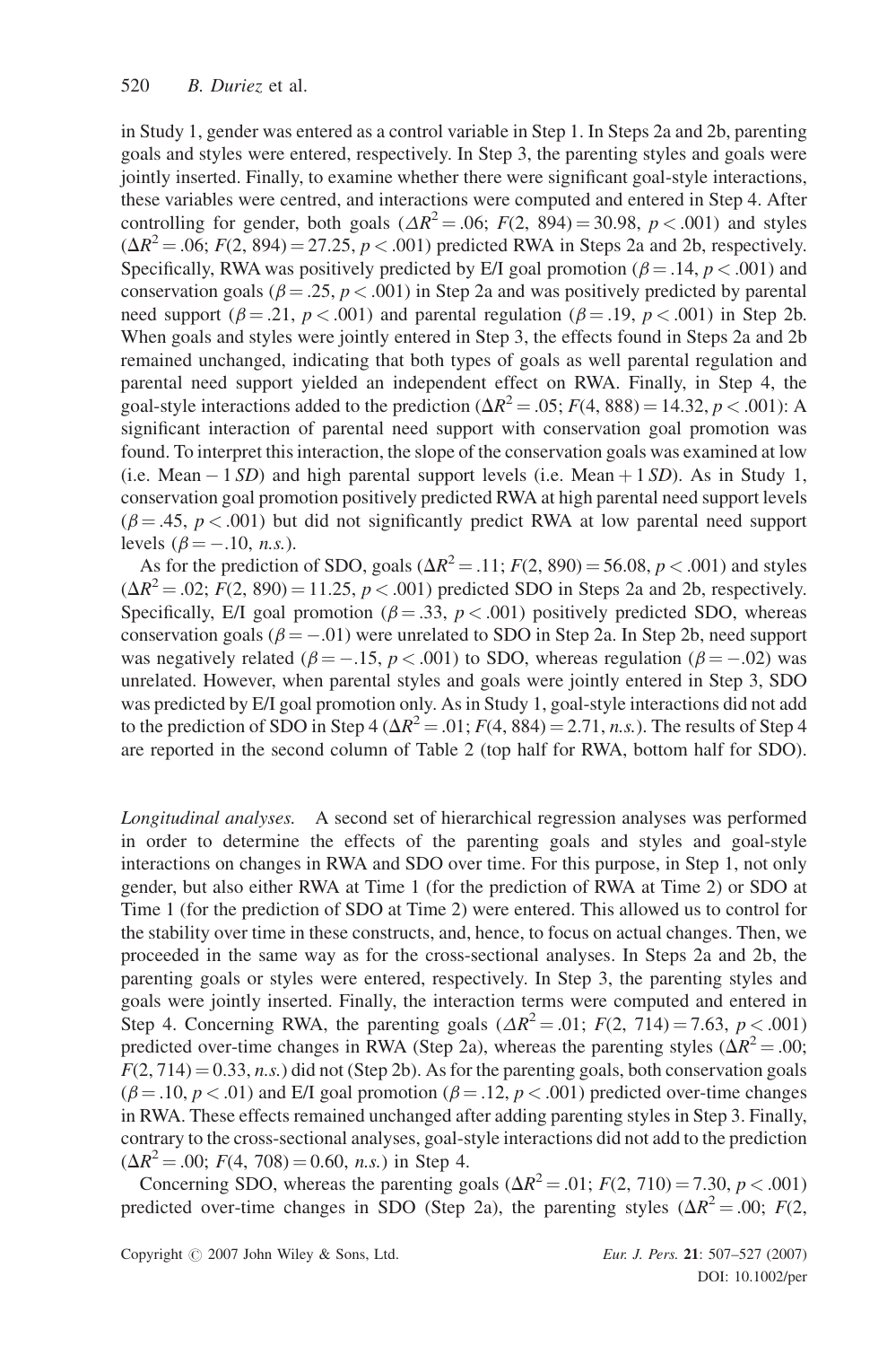in Study 1, gender was entered as a control variable in Step 1. In Steps 2a and 2b, parenting goals and styles were entered, respectively. In Step 3, the parenting styles and goals were jointly inserted. Finally, to examine whether there were significant goal-style interactions, these variables were centred, and interactions were computed and entered in Step 4. After controlling for gender, both goals ($\Delta R^2 = .06$; $F(2, 894) = 30.98$, $p < .001$) and styles ($\Delta R^2 = .06$; $F(2, 894) = 27.25$, $p < .001$) predicted RWA in Steps 2a and 2b, respectively. Specifically, RWA was positively predicted by E/I goal promotion ($\beta = .14$, $p < .001$) and conservation goals ($\beta = .25$, $p < .001$) in Step 2a and was positively predicted by parental need support ($\beta = .21$, $p < .001$) and parental regulation ($\beta = .19$, $p < .001$) in Step 2b. When goals and styles were jointly entered in Step 3, the effects found in Steps 2a and 2b remained unchanged, indicating that both types of goals as well parental regulation and parental need support yielded an independent effect on RWA. Finally, in Step 4, the goal-style interactions added to the prediction ($\Delta R^2 = .05$; $F(4, 888) = 14.32$, $p < .001$): A significant interaction of parental need support with conservation goal promotion was found. To interpret this interaction, the slope of the conservation goals was examined at low (i.e. Mean − 1 *SD*) and high parental support levels (i.e. Mean + 1 *SD*). As in Study 1, conservation goal promotion positively predicted RWA at high parental need support levels ($\beta = .45$, $p < .001$) but did not significantly predict RWA at low parental need support levels ($\beta = -.10$, *n.s.*).

As for the prediction of SDO, goals ($\Delta R^2 = .11$; $F(2, 890) = 56.08$, $p < .001$) and styles ($\Delta R^2 = .02$; $F(2, 890) = 11.25$, $p < .001$) predicted SDO in Steps 2a and 2b, respectively. Specifically, E/I goal promotion ($\beta = .33$, $p < .001$) positively predicted SDO, whereas conservation goals ($\beta = -.01$) were unrelated to SDO in Step 2a. In Step 2b, need support was negatively related ($\beta = -.15$, $p < .001$) to SDO, whereas regulation ($\beta = -.02$) was unrelated. However, when parental styles and goals were jointly entered in Step 3, SDO was predicted by E/I goal promotion only. As in Study 1, goal-style interactions did not add to the prediction of SDO in Step 4 ($\Delta R^2 = .01$; $F(4, 884) = 2.71$, *n.s.*). The results of Step 4 are reported in the second column of Table 2 (top half for RWA, bottom half for SDO).

*Longitudinal analyses.* A second set of hierarchical regression analyses was performed in order to determine the effects of the parenting goals and styles and goal-style interactions on changes in RWA and SDO over time. For this purpose, in Step 1, not only gender, but also either RWA at Time 1 (for the prediction of RWA at Time 2) or SDO at Time 1 (for the prediction of SDO at Time 2) were entered. This allowed us to control for the stability over time in these constructs, and, hence, to focus on actual changes. Then, we proceeded in the same way as for the cross-sectional analyses. In Steps 2a and 2b, the parenting goals or styles were entered, respectively. In Step 3, the parenting styles and goals were jointly inserted. Finally, the interaction terms were computed and entered in Step 4. Concerning RWA, the parenting goals ($\Delta R^2 = .01$; $F(2, 714) = 7.63$, $p < .001$) predicted over-time changes in RWA (Step 2a), whereas the parenting styles ($\Delta R^2 = .00$; $F(2, 714) = 0.33$, *n.s.*) did not (Step 2b). As for the parenting goals, both conservation goals ($\beta = .10$, $p < .01$) and E/I goal promotion ($\beta = .12$, $p < .001$) predicted over-time changes in RWA. These effects remained unchanged after adding parenting styles in Step 3. Finally, contrary to the cross-sectional analyses, goal-style interactions did not add to the prediction ($\Delta R^2 = .00$; $F(4, 708) = 0.60$, *n.s.*) in Step 4.

Concerning SDO, whereas the parenting goals ($\Delta R^2 = .01$; $F(2, 710) = 7.30$, $p < .001$) predicted over-time changes in SDO (Step 2a), the parenting styles ($\Delta R^2 = .00$; $F(2,$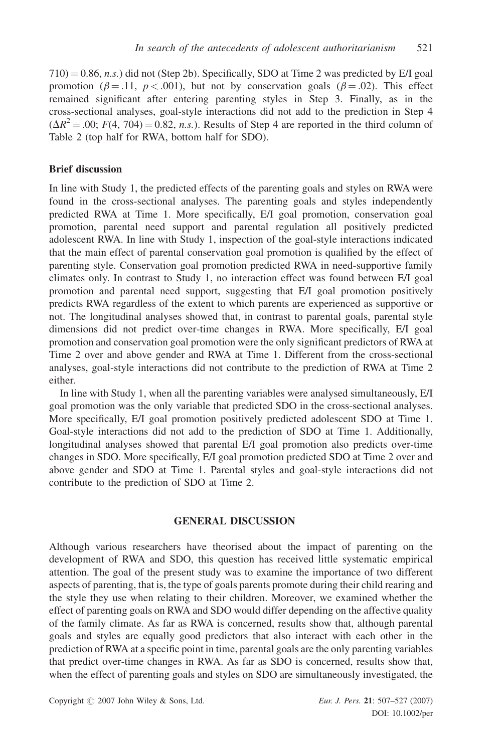710) = 0.86, *n.s.*) did not (Step 2b). Specifically, SDO at Time 2 was predicted by E/I goal promotion ($\beta = .11$, $p < .001$), but not by conservation goals ($\beta = .02$). This effect remained significant after entering parenting styles in Step 3. Finally, as in the cross-sectional analyses, goal-style interactions did not add to the prediction in Step 4 ($\Delta R^2 = .00$; $F(4, 704) = 0.82$, *n.s.*). Results of Step 4 are reported in the third column of Table 2 (top half for RWA, bottom half for SDO).

### Brief discussion

In line with Study 1, the predicted effects of the parenting goals and styles on RWA were found in the cross-sectional analyses. The parenting goals and styles independently predicted RWA at Time 1. More specifically, E/I goal promotion, conservation goal promotion, parental need support and parental regulation all positively predicted adolescent RWA. In line with Study 1, inspection of the goal-style interactions indicated that the main effect of parental conservation goal promotion is qualified by the effect of parenting style. Conservation goal promotion predicted RWA in need-supportive family climates only. In contrast to Study 1, no interaction effect was found between E/I goal promotion and parental need support, suggesting that E/I goal promotion positively predicts RWA regardless of the extent to which parents are experienced as supportive or not. The longitudinal analyses showed that, in contrast to parental goals, parental style dimensions did not predict over-time changes in RWA. More specifically, E/I goal promotion and conservation goal promotion were the only significant predictors of RWA at Time 2 over and above gender and RWA at Time 1. Different from the cross-sectional analyses, goal-style interactions did not contribute to the prediction of RWA at Time 2 either.

In line with Study 1, when all the parenting variables were analysed simultaneously, E/I goal promotion was the only variable that predicted SDO in the cross-sectional analyses. More specifically, E/I goal promotion positively predicted adolescent SDO at Time 1. Goal-style interactions did not add to the prediction of SDO at Time 1. Additionally, longitudinal analyses showed that parental E/I goal promotion also predicts over-time changes in SDO. More specifically, E/I goal promotion predicted SDO at Time 2 over and above gender and SDO at Time 1. Parental styles and goal-style interactions did not contribute to the prediction of SDO at Time 2.

## GENERAL DISCUSSION

Although various researchers have theorised about the impact of parenting on the development of RWA and SDO, this question has received little systematic empirical attention. The goal of the present study was to examine the importance of two different aspects of parenting, that is, the type of goals parents promote during their child rearing and the style they use when relating to their children. Moreover, we examined whether the effect of parenting goals on RWA and SDO would differ depending on the affective quality of the family climate. As far as RWA is concerned, results show that, although parental goals and styles are equally good predictors that also interact with each other in the prediction of RWA at a specific point in time, parental goals are the only parenting variables that predict over-time changes in RWA. As far as SDO is concerned, results show that, when the effect of parenting goals and styles on SDO are simultaneously investigated, the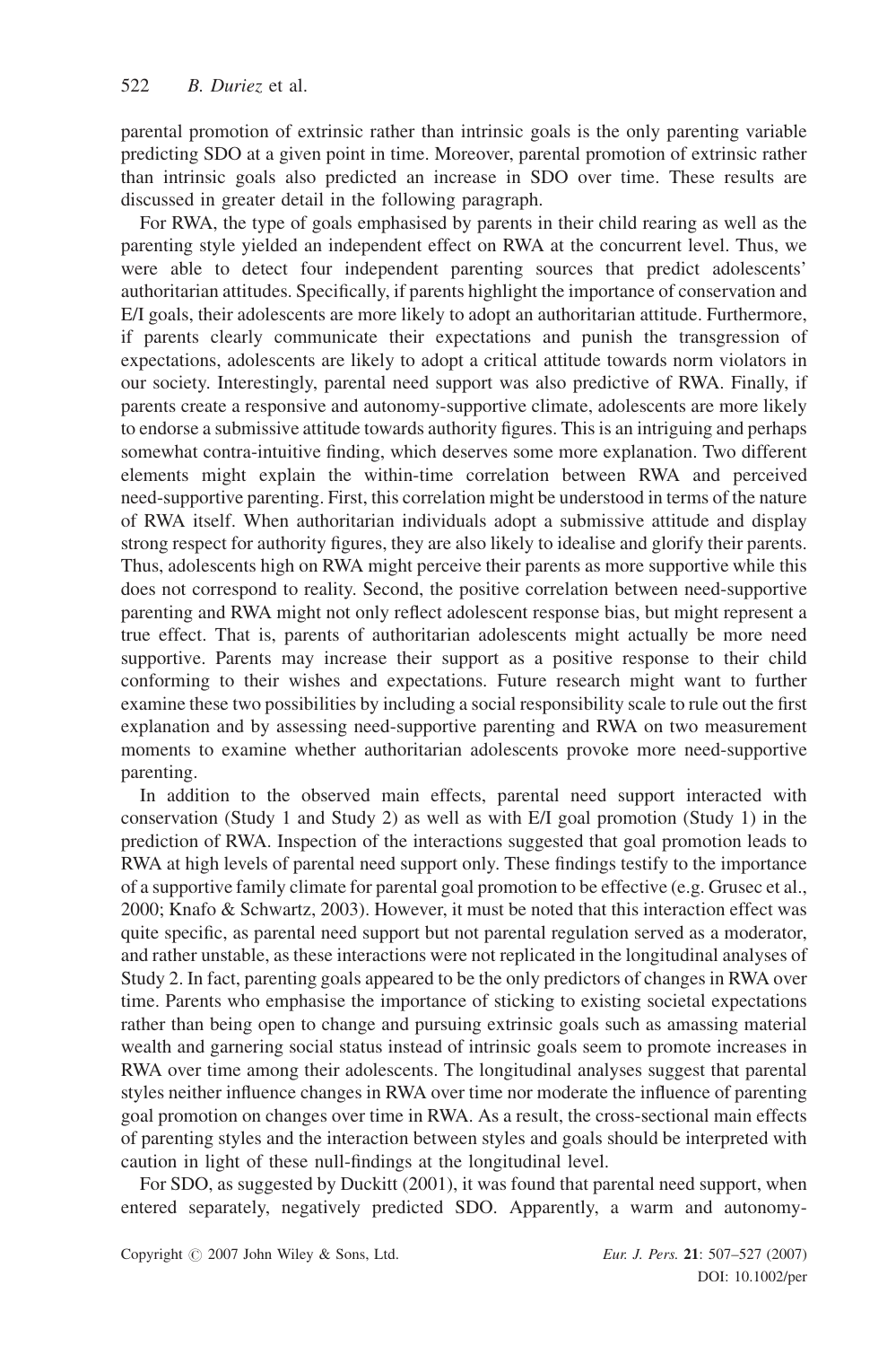parental promotion of extrinsic rather than intrinsic goals is the only parenting variable predicting SDO at a given point in time. Moreover, parental promotion of extrinsic rather than intrinsic goals also predicted an increase in SDO over time. These results are discussed in greater detail in the following paragraph.

For RWA, the type of goals emphasised by parents in their child rearing as well as the parenting style yielded an independent effect on RWA at the concurrent level. Thus, we were able to detect four independent parenting sources that predict adolescents' authoritarian attitudes. Specifically, if parents highlight the importance of conservation and E/I goals, their adolescents are more likely to adopt an authoritarian attitude. Furthermore, if parents clearly communicate their expectations and punish the transgression of expectations, adolescents are likely to adopt a critical attitude towards norm violators in our society. Interestingly, parental need support was also predictive of RWA. Finally, if parents create a responsive and autonomy-supportive climate, adolescents are more likely to endorse a submissive attitude towards authority figures. This is an intriguing and perhaps somewhat contra-intuitive finding, which deserves some more explanation. Two different elements might explain the within-time correlation between RWA and perceived need-supportive parenting. First, this correlation might be understood in terms of the nature of RWA itself. When authoritarian individuals adopt a submissive attitude and display strong respect for authority figures, they are also likely to idealise and glorify their parents. Thus, adolescents high on RWA might perceive their parents as more supportive while this does not correspond to reality. Second, the positive correlation between need-supportive parenting and RWA might not only reflect adolescent response bias, but might represent a true effect. That is, parents of authoritarian adolescents might actually be more need supportive. Parents may increase their support as a positive response to their child conforming to their wishes and expectations. Future research might want to further examine these two possibilities by including a social responsibility scale to rule out the first explanation and by assessing need-supportive parenting and RWA on two measurement moments to examine whether authoritarian adolescents provoke more need-supportive parenting.

In addition to the observed main effects, parental need support interacted with conservation (Study 1 and Study 2) as well as with E/I goal promotion (Study 1) in the prediction of RWA. Inspection of the interactions suggested that goal promotion leads to RWA at high levels of parental need support only. These findings testify to the importance of a supportive family climate for parental goal promotion to be effective (e.g. Grusec et al., 2000; Knafo & Schwartz, 2003). However, it must be noted that this interaction effect was quite specific, as parental need support but not parental regulation served as a moderator, and rather unstable, as these interactions were not replicated in the longitudinal analyses of Study 2. In fact, parenting goals appeared to be the only predictors of changes in RWA over time. Parents who emphasise the importance of sticking to existing societal expectations rather than being open to change and pursuing extrinsic goals such as amassing material wealth and garnering social status instead of intrinsic goals seem to promote increases in RWA over time among their adolescents. The longitudinal analyses suggest that parental styles neither influence changes in RWA over time nor moderate the influence of parenting goal promotion on changes over time in RWA. As a result, the cross-sectional main effects of parenting styles and the interaction between styles and goals should be interpreted with caution in light of these null-findings at the longitudinal level.

For SDO, as suggested by Duckitt (2001), it was found that parental need support, when entered separately, negatively predicted SDO. Apparently, a warm and autonomy-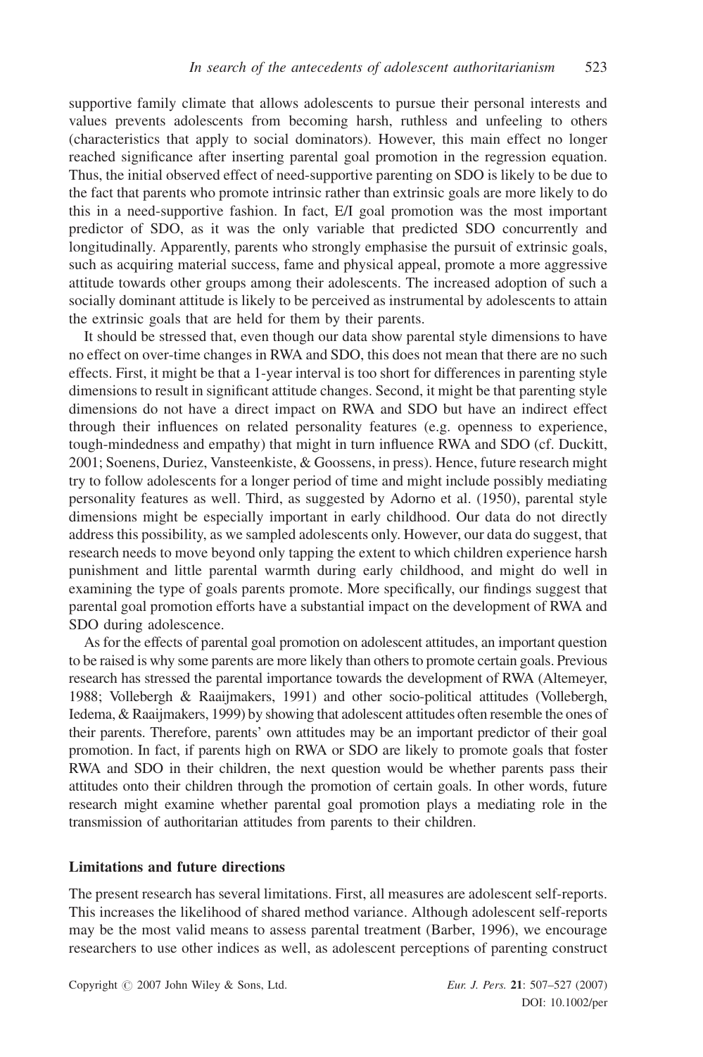supportive family climate that allows adolescents to pursue their personal interests and values prevents adolescents from becoming harsh, ruthless and unfeeling to others (characteristics that apply to social dominators). However, this main effect no longer reached significance after inserting parental goal promotion in the regression equation. Thus, the initial observed effect of need-supportive parenting on SDO is likely to be due to the fact that parents who promote intrinsic rather than extrinsic goals are more likely to do this in a need-supportive fashion. In fact, E/I goal promotion was the most important predictor of SDO, as it was the only variable that predicted SDO concurrently and longitudinally. Apparently, parents who strongly emphasise the pursuit of extrinsic goals, such as acquiring material success, fame and physical appeal, promote a more aggressive attitude towards other groups among their adolescents. The increased adoption of such a socially dominant attitude is likely to be perceived as instrumental by adolescents to attain the extrinsic goals that are held for them by their parents.

It should be stressed that, even though our data show parental style dimensions to have no effect on over-time changes in RWA and SDO, this does not mean that there are no such effects. First, it might be that a 1-year interval is too short for differences in parenting style dimensions to result in significant attitude changes. Second, it might be that parenting style dimensions do not have a direct impact on RWA and SDO but have an indirect effect through their influences on related personality features (e.g. openness to experience, tough-mindedness and empathy) that might in turn influence RWA and SDO (cf. Duckitt, 2001; Soenens, Duriez, Vansteenkiste, & Goossens, in press). Hence, future research might try to follow adolescents for a longer period of time and might include possibly mediating personality features as well. Third, as suggested by Adorno et al. (1950), parental style dimensions might be especially important in early childhood. Our data do not directly address this possibility, as we sampled adolescents only. However, our data do suggest, that research needs to move beyond only tapping the extent to which children experience harsh punishment and little parental warmth during early childhood, and might do well in examining the type of goals parents promote. More specifically, our findings suggest that parental goal promotion efforts have a substantial impact on the development of RWA and SDO during adolescence.

As for the effects of parental goal promotion on adolescent attitudes, an important question to be raised is why some parents are more likely than others to promote certain goals. Previous research has stressed the parental importance towards the development of RWA (Altemeyer, 1988; Vollebergh & Raaijmakers, 1991) and other socio-political attitudes (Vollebergh, Iedema, & Raaijmakers, 1999) by showing that adolescent attitudes often resemble the ones of their parents. Therefore, parents' own attitudes may be an important predictor of their goal promotion. In fact, if parents high on RWA or SDO are likely to promote goals that foster RWA and SDO in their children, the next question would be whether parents pass their attitudes onto their children through the promotion of certain goals. In other words, future research might examine whether parental goal promotion plays a mediating role in the transmission of authoritarian attitudes from parents to their children.

### Limitations and future directions

The present research has several limitations. First, all measures are adolescent self-reports. This increases the likelihood of shared method variance. Although adolescent self-reports may be the most valid means to assess parental treatment (Barber, 1996), we encourage researchers to use other indices as well, as adolescent perceptions of parenting construct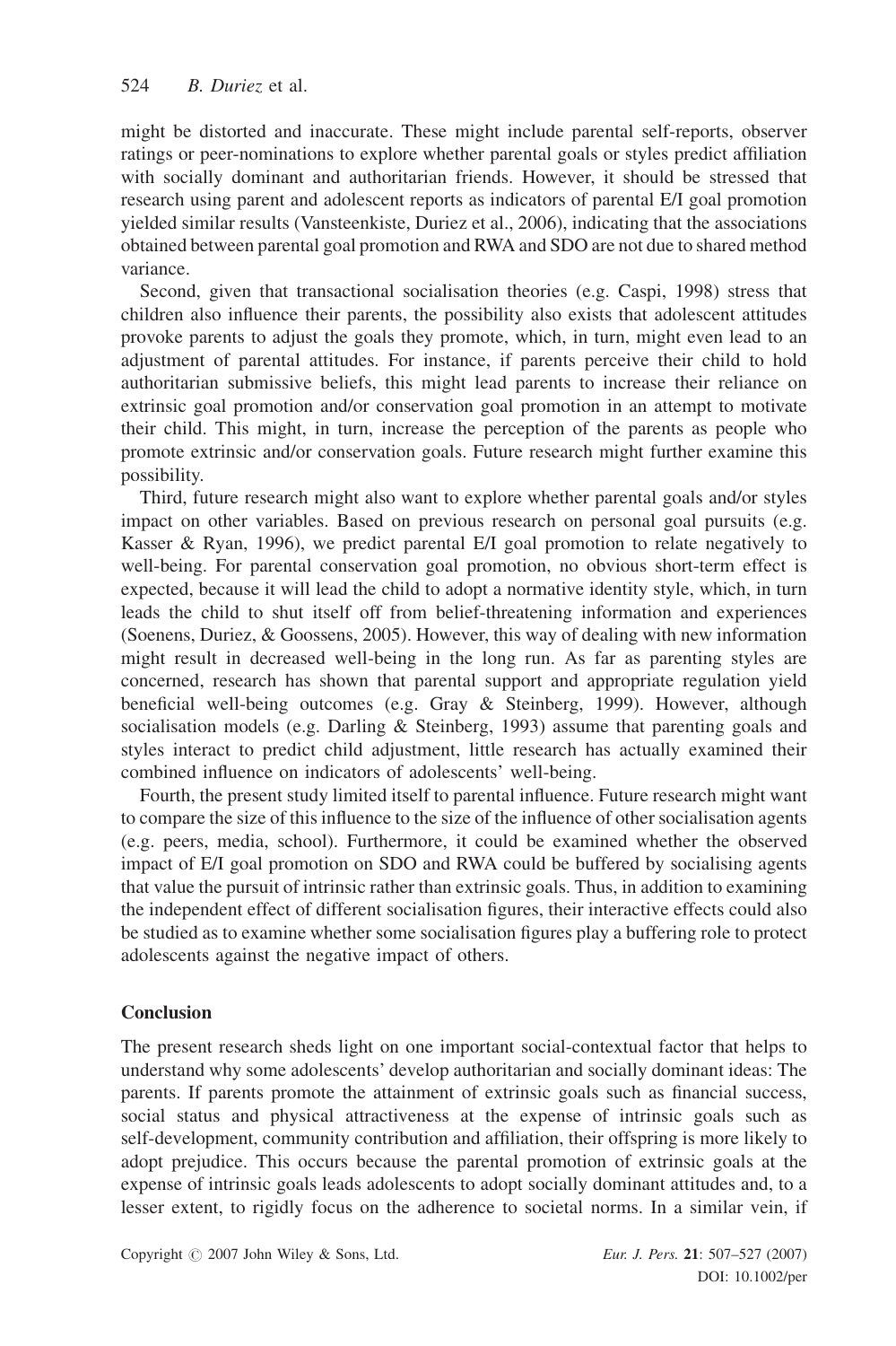might be distorted and inaccurate. These might include parental self-reports, observer ratings or peer-nominations to explore whether parental goals or styles predict affiliation with socially dominant and authoritarian friends. However, it should be stressed that research using parent and adolescent reports as indicators of parental E/I goal promotion yielded similar results (Vansteenkiste, Duriez et al., 2006), indicating that the associations obtained between parental goal promotion and RWA and SDO are not due to shared method variance.

Second, given that transactional socialisation theories (e.g. Caspi, 1998) stress that children also influence their parents, the possibility also exists that adolescent attitudes provoke parents to adjust the goals they promote, which, in turn, might even lead to an adjustment of parental attitudes. For instance, if parents perceive their child to hold authoritarian submissive beliefs, this might lead parents to increase their reliance on extrinsic goal promotion and/or conservation goal promotion in an attempt to motivate their child. This might, in turn, increase the perception of the parents as people who promote extrinsic and/or conservation goals. Future research might further examine this possibility.

Third, future research might also want to explore whether parental goals and/or styles impact on other variables. Based on previous research on personal goal pursuits (e.g. Kasser & Ryan, 1996), we predict parental E/I goal promotion to relate negatively to well-being. For parental conservation goal promotion, no obvious short-term effect is expected, because it will lead the child to adopt a normative identity style, which, in turn leads the child to shut itself off from belief-threatening information and experiences (Soenens, Duriez, & Goossens, 2005). However, this way of dealing with new information might result in decreased well-being in the long run. As far as parenting styles are concerned, research has shown that parental support and appropriate regulation yield beneficial well-being outcomes (e.g. Gray & Steinberg, 1999). However, although socialisation models (e.g. Darling & Steinberg, 1993) assume that parenting goals and styles interact to predict child adjustment, little research has actually examined their combined influence on indicators of adolescents' well-being.

Fourth, the present study limited itself to parental influence. Future research might want to compare the size of this influence to the size of the influence of other socialisation agents (e.g. peers, media, school). Furthermore, it could be examined whether the observed impact of E/I goal promotion on SDO and RWA could be buffered by socialising agents that value the pursuit of intrinsic rather than extrinsic goals. Thus, in addition to examining the independent effect of different socialisation figures, their interactive effects could also be studied as to examine whether some socialisation figures play a buffering role to protect adolescents against the negative impact of others.

## Conclusion

The present research sheds light on one important social-contextual factor that helps to understand why some adolescents' develop authoritarian and socially dominant ideas: The parents. If parents promote the attainment of extrinsic goals such as financial success, social status and physical attractiveness at the expense of intrinsic goals such as self-development, community contribution and affiliation, their offspring is more likely to adopt prejudice. This occurs because the parental promotion of extrinsic goals at the expense of intrinsic goals leads adolescents to adopt socially dominant attitudes and, to a lesser extent, to rigidly focus on the adherence to societal norms. In a similar vein, if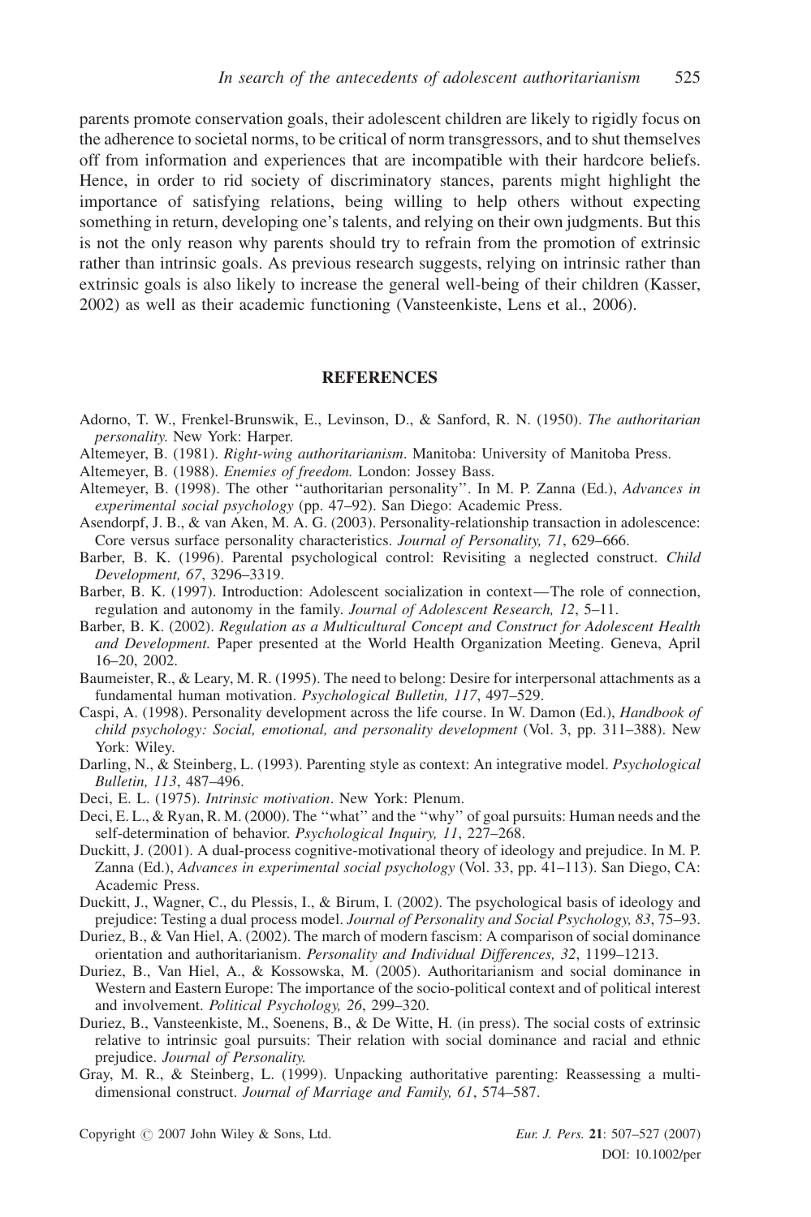parents promote conservation goals, their adolescent children are likely to rigidly focus on the adherence to societal norms, to be critical of norm transgressors, and to shut themselves off from information and experiences that are incompatible with their hardcore beliefs. Hence, in order to rid society of discriminatory stances, parents might highlight the importance of satisfying relations, being willing to help others without expecting something in return, developing one's talents, and relying on their own judgments. But this is not the only reason why parents should try to refrain from the promotion of extrinsic rather than intrinsic goals. As previous research suggests, relying on intrinsic rather than extrinsic goals is also likely to increase the general well-being of their children (Kasser, 2002) as well as their academic functioning (Vansteenkiste, Lens et al., 2006).

## REFERENCES

Adorno, T. W., Frenkel-Brunswik, E., Levinson, D., & Sanford, R. N. (1950). *The authoritarian personality*. New York: Harper.

Altemeyer, B. (1981). *Right-wing authoritarianism*. Manitoba: University of Manitoba Press.

Altemeyer, B. (1988). *Enemies of freedom*. London: Jossey Bass.

Altemeyer, B. (1998). The other ''authoritarian personality''. In M. P. Zanna (Ed.), *Advances in experimental social psychology* (pp. 47–92). San Diego: Academic Press.

Asendorpf, J. B., & van Aken, M. A. G. (2003). Personality-relationship transaction in adolescence: Core versus surface personality characteristics. *Journal of Personality, 71*, 629–666.

Barber, B. K. (1996). Parental psychological control: Revisiting a neglected construct. *Child Development, 67*, 3296–3319.

Barber, B. K. (1997). Introduction: Adolescent socialization in context—The role of connection, regulation and autonomy in the family. *Journal of Adolescent Research, 12*, 5–11.

Barber, B. K. (2002). *Regulation as a Multicultural Concept and Construct for Adolescent Health and Development*. Paper presented at the World Health Organization Meeting. Geneva, April 16–20, 2002.

Baumeister, R., & Leary, M. R. (1995). The need to belong: Desire for interpersonal attachments as a fundamental human motivation. *Psychological Bulletin, 117*, 497–529.

Caspi, A. (1998). Personality development across the life course. In W. Damon (Ed.), *Handbook of child psychology: Social, emotional, and personality development* (Vol. 3, pp. 311–388). New York: Wiley.

Darling, N., & Steinberg, L. (1993). Parenting style as context: An integrative model. *Psychological Bulletin, 113*, 487–496.

Deci, E. L. (1975). *Intrinsic motivation*. New York: Plenum.

Deci, E. L., & Ryan, R. M. (2000). The ''what'' and the ''why'' of goal pursuits: Human needs and the self-determination of behavior. *Psychological Inquiry, 11*, 227–268.

Duckitt, J. (2001). A dual-process cognitive-motivational theory of ideology and prejudice. In M. P. Zanna (Ed.), *Advances in experimental social psychology* (Vol. 33, pp. 41–113). San Diego, CA: Academic Press.

Duckitt, J., Wagner, C., du Plessis, I., & Birum, I. (2002). The psychological basis of ideology and prejudice: Testing a dual process model. *Journal of Personality and Social Psychology, 83*, 75–93.

Duriez, B., & Van Hiel, A. (2002). The march of modern fascism: A comparison of social dominance orientation and authoritarianism. *Personality and Individual Differences, 32*, 1199–1213.

Duriez, B., Van Hiel, A., & Kossowska, M. (2005). Authoritarianism and social dominance in Western and Eastern Europe: The importance of the socio-political context and of political interest and involvement. *Political Psychology, 26*, 299–320.

Duriez, B., Vansteenkiste, M., Soenens, B., & De Witte, H. (in press). The social costs of extrinsic relative to intrinsic goal pursuits: Their relation with social dominance and racial and ethnic prejudice. *Journal of Personality.*

Gray, M. R., & Steinberg, L. (1999). Unpacking authoritative parenting: Reassessing a multidimensional construct. *Journal of Marriage and Family, 61*, 574–587.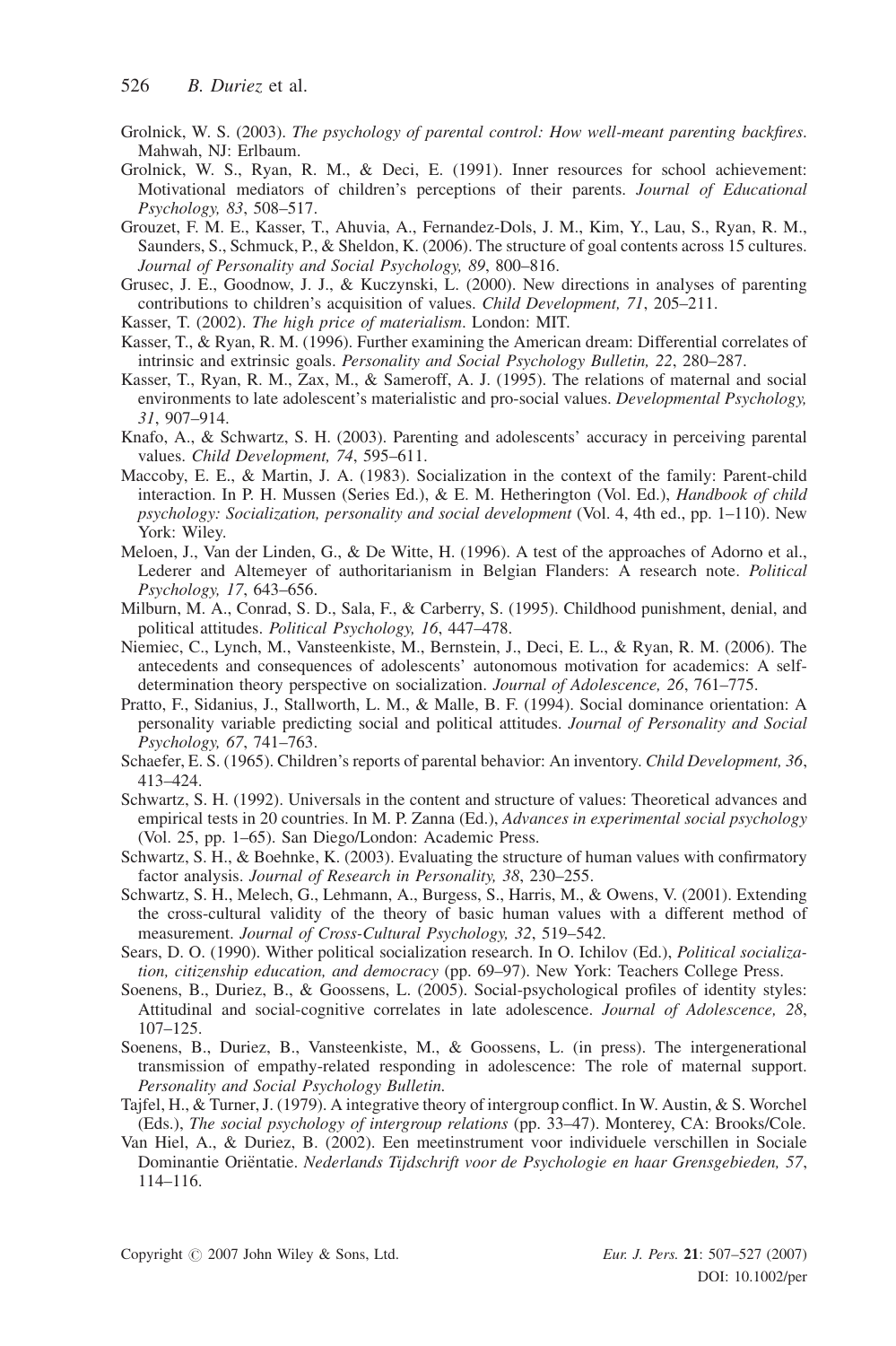Grolnick, W. S. (2003). *The psychology of parental control: How well-meant parenting backfires*. Mahwah, NJ: Erlbaum.

Grolnick, W. S., Ryan, R. M., & Deci, E. (1991). Inner resources for school achievement: Motivational mediators of children's perceptions of their parents. *Journal of Educational Psychology, 83*, 508–517.

Grouzet, F. M. E., Kasser, T., Ahuvia, A., Fernandez-Dols, J. M., Kim, Y., Lau, S., Ryan, R. M., Saunders, S., Schmuck, P., & Sheldon, K. (2006). The structure of goal contents across 15 cultures. *Journal of Personality and Social Psychology, 89*, 800–816.

Grusec, J. E., Goodnow, J. J., & Kuczynski, L. (2000). New directions in analyses of parenting contributions to children's acquisition of values. *Child Development, 71*, 205–211.

Kasser, T. (2002). *The high price of materialism*. London: MIT.

Kasser, T., & Ryan, R. M. (1996). Further examining the American dream: Differential correlates of intrinsic and extrinsic goals. *Personality and Social Psychology Bulletin, 22*, 280–287.

Kasser, T., Ryan, R. M., Zax, M., & Sameroff, A. J. (1995). The relations of maternal and social environments to late adolescent's materialistic and pro-social values. *Developmental Psychology, 31*, 907–914.

Knafo, A., & Schwartz, S. H. (2003). Parenting and adolescents' accuracy in perceiving parental values. *Child Development, 74*, 595–611.

Maccoby, E. E., & Martin, J. A. (1983). Socialization in the context of the family: Parent-child interaction. In P. H. Mussen (Series Ed.), & E. M. Hetherington (Vol. Ed.), *Handbook of child psychology: Socialization, personality and social development* (Vol. 4, 4th ed., pp. 1–110). New York: Wiley.

Meloen, J., Van der Linden, G., & De Witte, H. (1996). A test of the approaches of Adorno et al., Lederer and Altemeyer of authoritarianism in Belgian Flanders: A research note. *Political Psychology, 17*, 643–656.

Milburn, M. A., Conrad, S. D., Sala, F., & Carberry, S. (1995). Childhood punishment, denial, and political attitudes. *Political Psychology, 16*, 447–478.

Niemiec, C., Lynch, M., Vansteenkiste, M., Bernstein, J., Deci, E. L., & Ryan, R. M. (2006). The antecedents and consequences of adolescents' autonomous motivation for academics: A self-determination theory perspective on socialization. *Journal of Adolescence, 26*, 761–775.

Pratto, F., Sidanius, J., Stallworth, L. M., & Malle, B. F. (1994). Social dominance orientation: A personality variable predicting social and political attitudes. *Journal of Personality and Social Psychology, 67*, 741–763.

Schaefer, E. S. (1965). Children's reports of parental behavior: An inventory. *Child Development, 36*, 413–424.

Schwartz, S. H. (1992). Universals in the content and structure of values: Theoretical advances and empirical tests in 20 countries. In M. P. Zanna (Ed.), *Advances in experimental social psychology* (Vol. 25, pp. 1–65). San Diego/London: Academic Press.

Schwartz, S. H., & Boehnke, K. (2003). Evaluating the structure of human values with confirmatory factor analysis. *Journal of Research in Personality, 38*, 230–255.

Schwartz, S. H., Melech, G., Lehmann, A., Burgess, S., Harris, M., & Owens, V. (2001). Extending the cross-cultural validity of the theory of basic human values with a different method of measurement. *Journal of Cross-Cultural Psychology, 32*, 519–542.

Sears, D. O. (1990). Wither political socialization research. In O. Ichilov (Ed.), *Political socialization, citizenship education, and democracy* (pp. 69–97). New York: Teachers College Press.

Soenens, B., Duriez, B., & Goossens, L. (2005). Social-psychological profiles of identity styles: Attitudinal and social-cognitive correlates in late adolescence. *Journal of Adolescence, 28*, 107–125.

Soenens, B., Duriez, B., Vansteenkiste, M., & Goossens, L. (in press). The intergenerational transmission of empathy-related responding in adolescence: The role of maternal support. *Personality and Social Psychology Bulletin.*

Tajfel, H., & Turner, J. (1979). A integrative theory of intergroup conflict. In W. Austin, & S. Worchel (Eds.), *The social psychology of intergroup relations* (pp. 33–47). Monterey, CA: Brooks/Cole.

Van Hiel, A., & Duriez, B. (2002). Een meetinstrument voor individuele verschillen in Sociale Dominantie Oriëntatie. *Nederlands Tijdschrift voor de Psychologie en haar Grensgebieden, 57*, 114–116.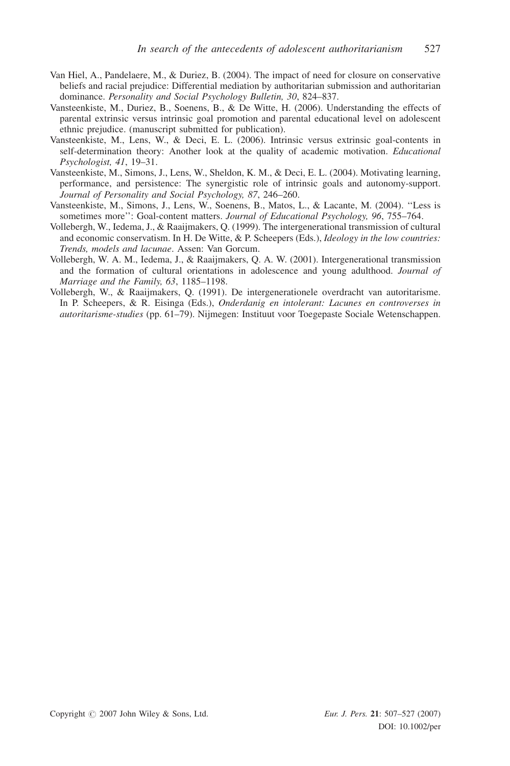Van Hiel, A., Pandelaere, M., & Duriez, B. (2004). The impact of need for closure on conservative beliefs and racial prejudice: Differential mediation by authoritarian submission and authoritarian dominance. *Personality and Social Psychology Bulletin, 30*, 824–837.

Vansteenkiste, M., Duriez, B., Soenens, B., & De Witte, H. (2006). Understanding the effects of parental extrinsic versus intrinsic goal promotion and parental educational level on adolescent ethnic prejudice. (manuscript submitted for publication).

Vansteenkiste, M., Lens, W., & Deci, E. L. (2006). Intrinsic versus extrinsic goal-contents in self-determination theory: Another look at the quality of academic motivation. *Educational Psychologist, 41*, 19–31.

Vansteenkiste, M., Simons, J., Lens, W., Sheldon, K. M., & Deci, E. L. (2004). Motivating learning, performance, and persistence: The synergistic role of intrinsic goals and autonomy-support. *Journal of Personality and Social Psychology, 87*, 246–260.

Vansteenkiste, M., Simons, J., Lens, W., Soenens, B., Matos, L., & Lacante, M. (2004). ''Less is sometimes more'': Goal-content matters. *Journal of Educational Psychology, 96*, 755–764.

Vollebergh, W., Iedema, J., & Raaijmakers, Q. (1999). The intergenerational transmission of cultural and economic conservatism. In H. De Witte, & P. Scheepers (Eds.), *Ideology in the low countries: Trends, models and lacunae*. Assen: Van Gorcum.

Vollebergh, W. A. M., Iedema, J., & Raaijmakers, Q. A. W. (2001). Intergenerational transmission and the formation of cultural orientations in adolescence and young adulthood. *Journal of Marriage and the Family, 63*, 1185–1198.

Vollebergh, W., & Raaijmakers, Q. (1991). De intergenerationele overdracht van autoritarisme. In P. Scheepers, & R. Eisinga (Eds.), *Onderdanig en intolerant: Lacunes en controverses in autoritarisme-studies* (pp. 61–79). Nijmegen: Instituut voor Toegepaste Sociale Wetenschappen.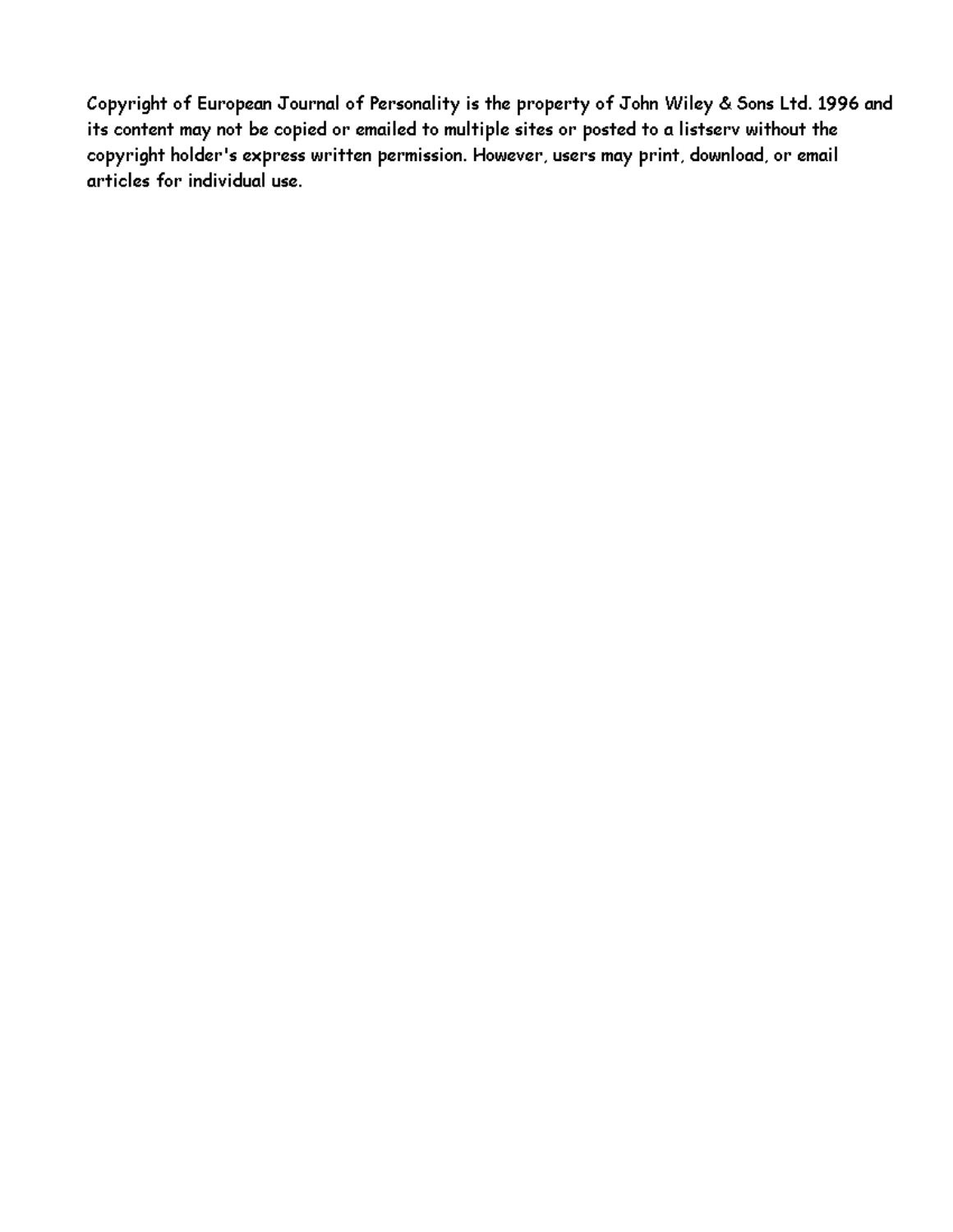Copyright of European Journal of Personality is the property of John Wiley & Sons Ltd. 1996 and its content may not be copied or emailed to multiple sites or posted to a listserv without the copyright holder's express written permission. However, users may print, download, or email articles for individual use.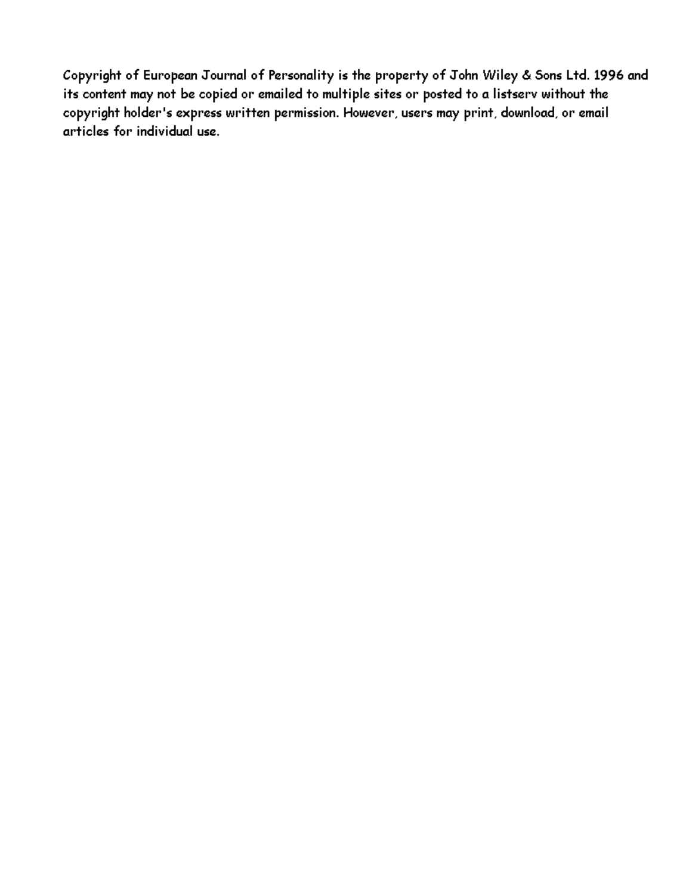Copyright of European Journal of Personality is the property of John Wiley & Sons Ltd. 1996 and its content may not be copied or emailed to multiple sites or posted to a listserv without the copyright holder's express written permission. However, users may print, download, or email articles for individual use.